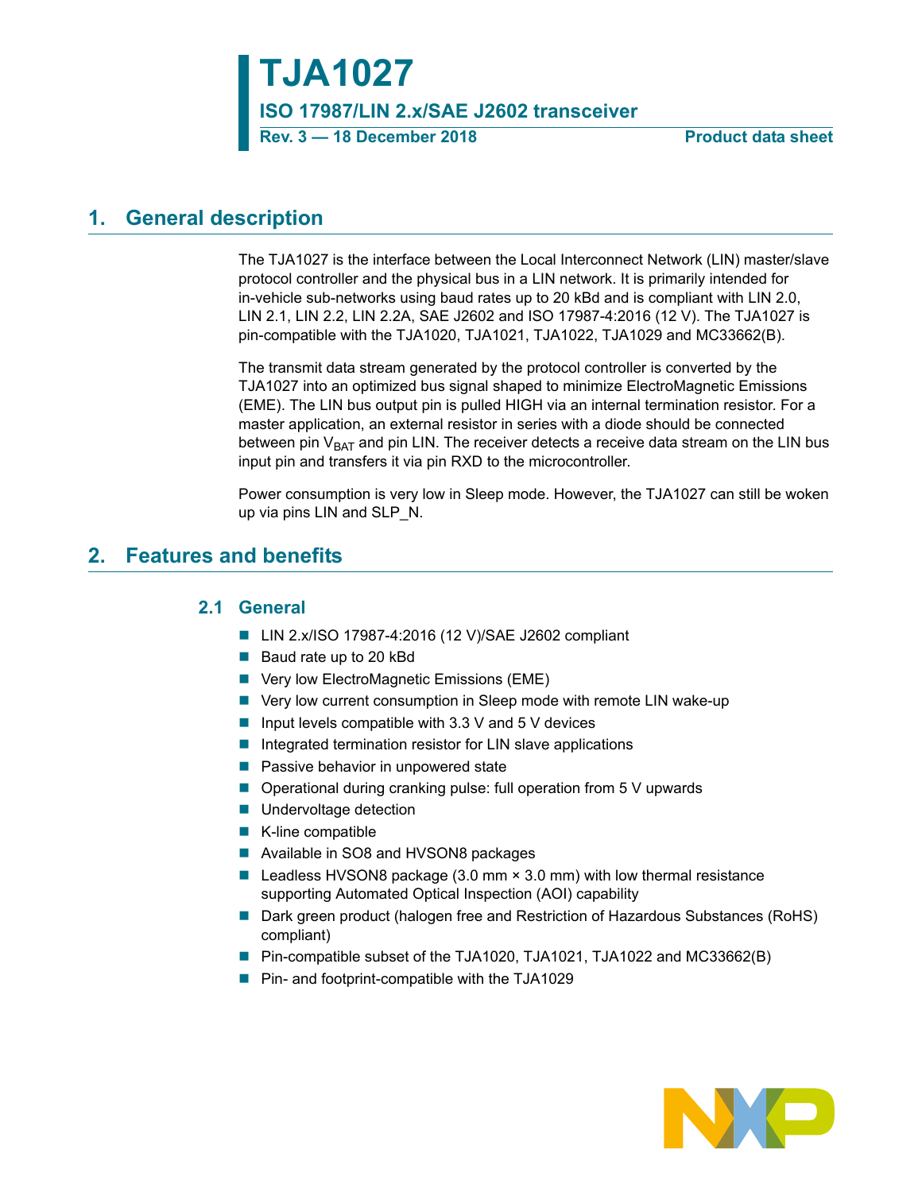# TJA1027

**ISO 17987/LIN 2.x/SAE J2602 transceiver**

**Rev. 3 — 18 December 2018** **Product data sheet**

## 1. General description

The TJA1027 is the interface between the Local Interconnect Network (LIN) master/slave protocol controller and the physical bus in a LIN network. It is primarily intended for in-vehicle sub-networks using baud rates up to 20 kBd and is compliant with LIN 2.0, LIN 2.1, LIN 2.2, LIN 2.2A, SAE J2602 and ISO 17987-4:2016 (12 V). The TJA1027 is pin-compatible with the TJA1020, TJA1021, TJA1022, TJA1029 and MC33662(B).

The transmit data stream generated by the protocol controller is converted by the TJA1027 into an optimized bus signal shaped to minimize ElectroMagnetic Emissions (EME). The LIN bus output pin is pulled HIGH via an internal termination resistor. For a master application, an external resistor in series with a diode should be connected between pin $V_{BAT}$ and pin LIN. The receiver detects a receive data stream on the LIN bus input pin and transfers it via pin RXD to the microcontroller.

Power consumption is very low in Sleep mode. However, the TJA1027 can still be woken up via pins LIN and SLP_N.

## 2. Features and benefits

### 2.1 General

- LIN 2.x/ISO 17987-4:2016 (12 V)/SAE J2602 compliant
- Baud rate up to 20 kBd
- Very low ElectroMagnetic Emissions (EME)
- Very low current consumption in Sleep mode with remote LIN wake-up
- Input levels compatible with 3.3 V and 5 V devices
- Integrated termination resistor for LIN slave applications
- Passive behavior in unpowered state
- Operational during cranking pulse: full operation from 5 V upwards
- Undervoltage detection
- K-line compatible
- Available in SO8 and HVSON8 packages
- Leadless HVSON8 package (3.0 mm × 3.0 mm) with low thermal resistance supporting Automated Optical Inspection (AOI) capability
- Dark green product (halogen free and Restriction of Hazardous Substances (RoHS) compliant)
- Pin-compatible subset of the TJA1020, TJA1021, TJA1022 and MC33662(B)
- Pin- and footprint-compatible with the TJA1029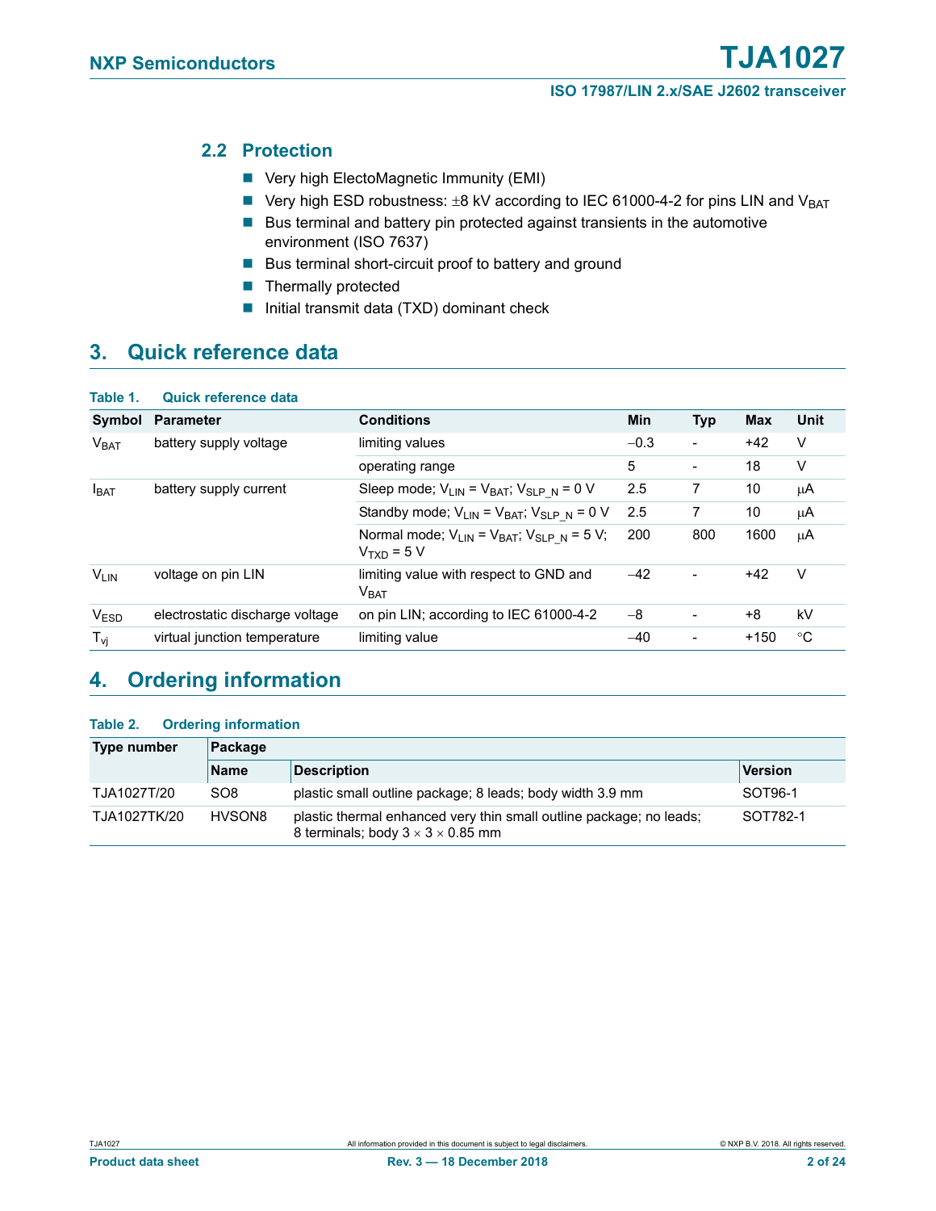### 2.2 Protection

- Very high ElectroMagnetic Immunity (EMI)
- Very high ESD robustness: ±8 kV according to IEC 61000-4-2 for pins LIN and $V_{BAT}$
- Bus terminal and battery pin protected against transients in the automotive environment (ISO 7637)
- Bus terminal short-circuit proof to battery and ground
- Thermally protected
- Initial transmit data (TXD) dominant check

## 3. Quick reference data

**Table 1. Quick reference data**

| Symbol | Parameter | Conditions | Min | Typ | Max | Unit |
|---|---|---|---|---|---|---|
| $V_{BAT}$ | battery supply voltage | limiting values | −0.3 | - | +42 | V |
| | | operating range | 5 | - | 18 | V |
| $I_{BAT}$ | battery supply current | Sleep mode; $V_{LIN} = V_{BAT}$; $V_{SLP\_N} = 0$ V | 2.5 | 7 | 10 | μA |
| | | Standby mode; $V_{LIN} = V_{BAT}$; $V_{SLP\_N} = 0$ V | 2.5 | 7 | 10 | μA |
| | | Normal mode; $V_{LIN} = V_{BAT}$; $V_{SLP\_N} = 5$ V; $V_{TXD} = 5$ V | 200 | 800 | 1600 | μA |
| $V_{LIN}$ | voltage on pin LIN | limiting value with respect to GND and $V_{BAT}$ | −42 | - | +42 | V |
| $V_{ESD}$ | electrostatic discharge voltage | on pin LIN; according to IEC 61000-4-2 | −8 | - | +8 | kV |
| $T_{vj}$ | virtual junction temperature | limiting value | −40 | - | +150 | °C |

## 4. Ordering information

**Table 2. Ordering information**

| Type number | Package | | |
|---|---|---|---|
| | **Name** | **Description** | **Version** |
| TJA1027T/20 | SO8 | plastic small outline package; 8 leads; body width 3.9 mm | SOT96-1 |
| TJA1027TK/20 | HVSON8 | plastic thermal enhanced very thin small outline package; no leads; 8 terminals; body 3 × 3 × 0.85 mm | SOT782-1 |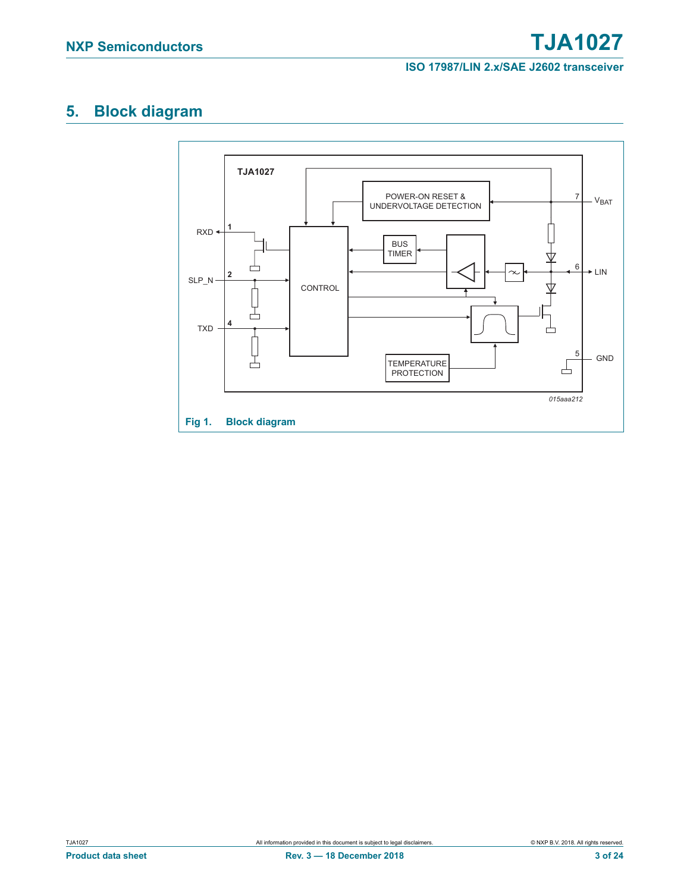## 5. Block diagram

Fig 1. Block diagram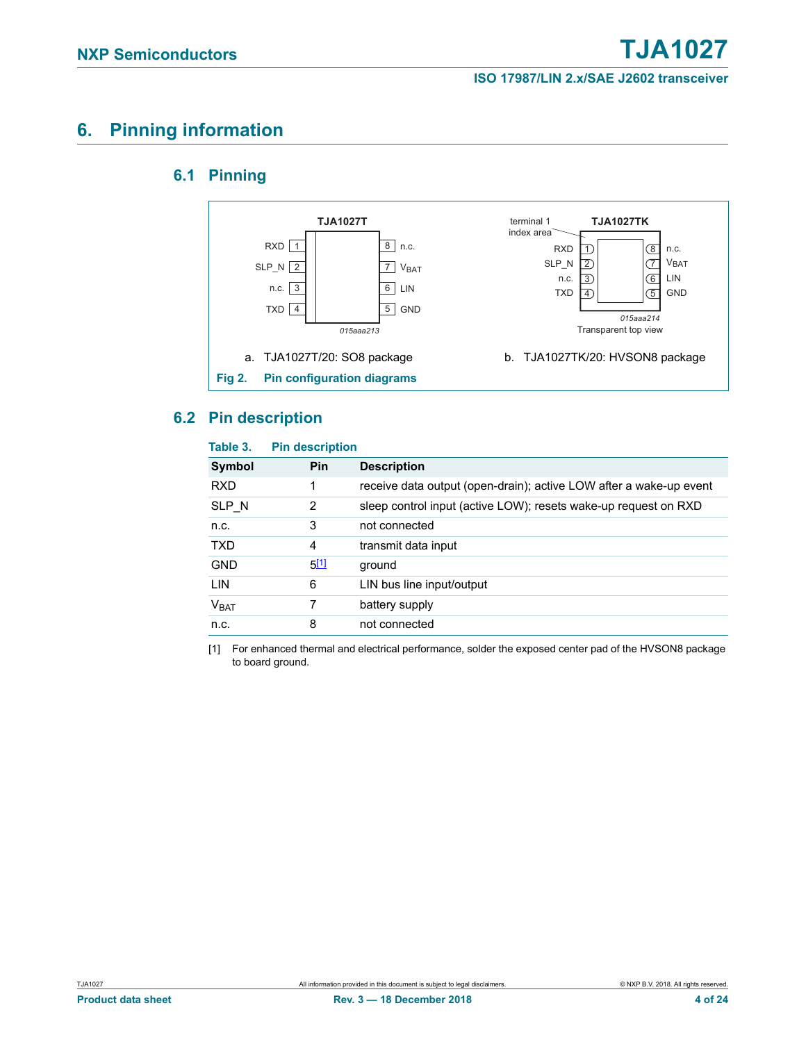# 6. Pinning information

## 6.1 Pinning

**TJA1027T**

| | | | |
|---|---|---|---|
| RXD | 1 | 8 | n.c. |
| SLP_N | 2 | 7 | $V_{BAT}$ |
| n.c. | 3 | 6 | LIN |
| TXD | 4 | 5 | GND |

015aaa213

a. TJA1027T/20: SO8 package

**TJA1027TK**

terminal 1 index area

| | | | |
|---|---|---|---|
| RXD | 1 | 8 | n.c. |
| SLP_N | 2 | 7 | $V_{BAT}$ |
| n.c. | 3 | 6 | LIN |
| TXD | 4 | 5 | GND |

015aaa214

Transparent top view

b. TJA1027TK/20: HVSON8 package

**Fig 2. Pin configuration diagrams**

## 6.2 Pin description

**Table 3. Pin description**

| Symbol | Pin | Description |
|---|---|---|
| RXD | 1 | receive data output (open-drain); active LOW after a wake-up event |
| SLP_N | 2 | sleep control input (active LOW); resets wake-up request on RXD |
| n.c. | 3 | not connected |
| TXD | 4 | transmit data input |
| GND | 5[1] | ground |
| LIN | 6 | LIN bus line input/output |
| $V_{BAT}$ | 7 | battery supply |
| n.c. | 8 | not connected |

[1] For enhanced thermal and electrical performance, solder the exposed center pad of the HVSON8 package to board ground.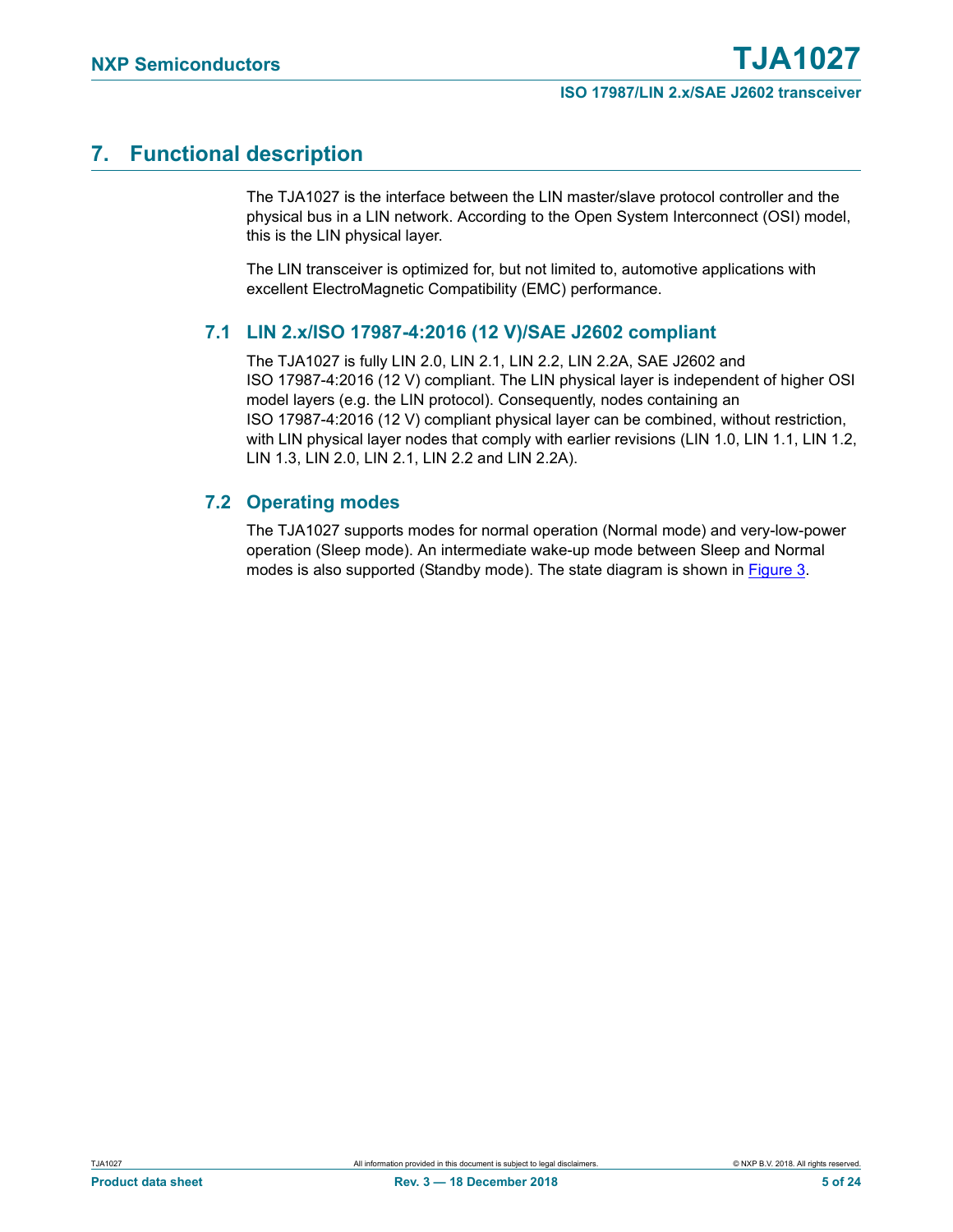# 7. Functional description

The TJA1027 is the interface between the LIN master/slave protocol controller and the physical bus in a LIN network. According to the Open System Interconnect (OSI) model, this is the LIN physical layer.

The LIN transceiver is optimized for, but not limited to, automotive applications with excellent ElectroMagnetic Compatibility (EMC) performance.

## 7.1 LIN 2.x/ISO 17987-4:2016 (12 V)/SAE J2602 compliant

The TJA1027 is fully LIN 2.0, LIN 2.1, LIN 2.2, LIN 2.2A, SAE J2602 and ISO 17987-4:2016 (12 V) compliant. The LIN physical layer is independent of higher OSI model layers (e.g. the LIN protocol). Consequently, nodes containing an ISO 17987-4:2016 (12 V) compliant physical layer can be combined, without restriction, with LIN physical layer nodes that comply with earlier revisions (LIN 1.0, LIN 1.1, LIN 1.2, LIN 1.3, LIN 2.0, LIN 2.1, LIN 2.2 and LIN 2.2A).

## 7.2 Operating modes

The TJA1027 supports modes for normal operation (Normal mode) and very-low-power operation (Sleep mode). An intermediate wake-up mode between Sleep and Normal modes is also supported (Standby mode). The state diagram is shown in Figure 3.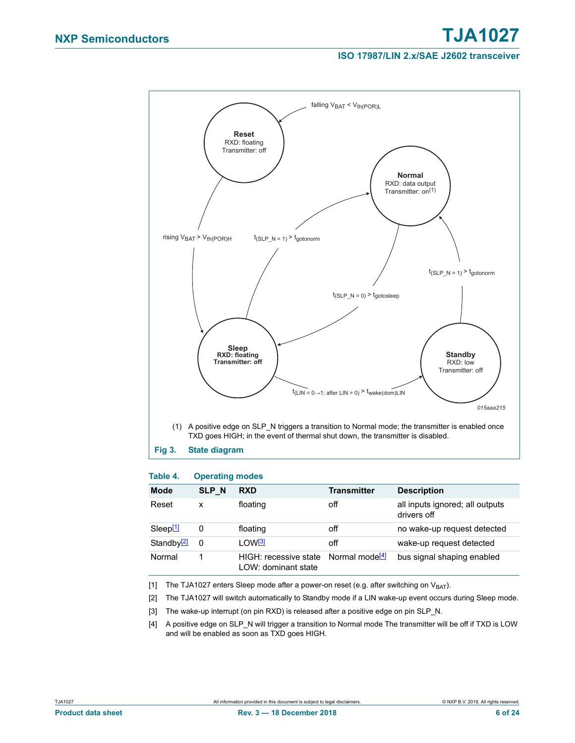(1) A positive edge on SLP_N triggers a transition to Normal mode; the transmitter is enabled once TXD goes HIGH; in the event of thermal shut down, the transmitter is disabled.

**Fig 3. State diagram**

**Table 4. Operating modes**

| Mode | SLP_N | RXD | Transmitter | Description |
|---|---|---|---|---|
| Reset | x | floating | off | all inputs ignored; all outputs drivers off |
| Sleep[1] | 0 | floating | off | no wake-up request detected |
| Standby[2] | 0 | LOW[3] | off | wake-up request detected |
| Normal | 1 | HIGH: recessive state<br>LOW: dominant state | Normal mode[4] | bus signal shaping enabled |

[1] The TJA1027 enters Sleep mode after a power-on reset (e.g. after switching on $V_{BAT}$).

[2] The TJA1027 will switch automatically to Standby mode if a LIN wake-up event occurs during Sleep mode.

[3] The wake-up interrupt (on pin RXD) is released after a positive edge on pin SLP_N.

[4] A positive edge on SLP_N will trigger a transition to Normal mode The transmitter will be off if TXD is LOW and will be enabled as soon as TXD goes HIGH.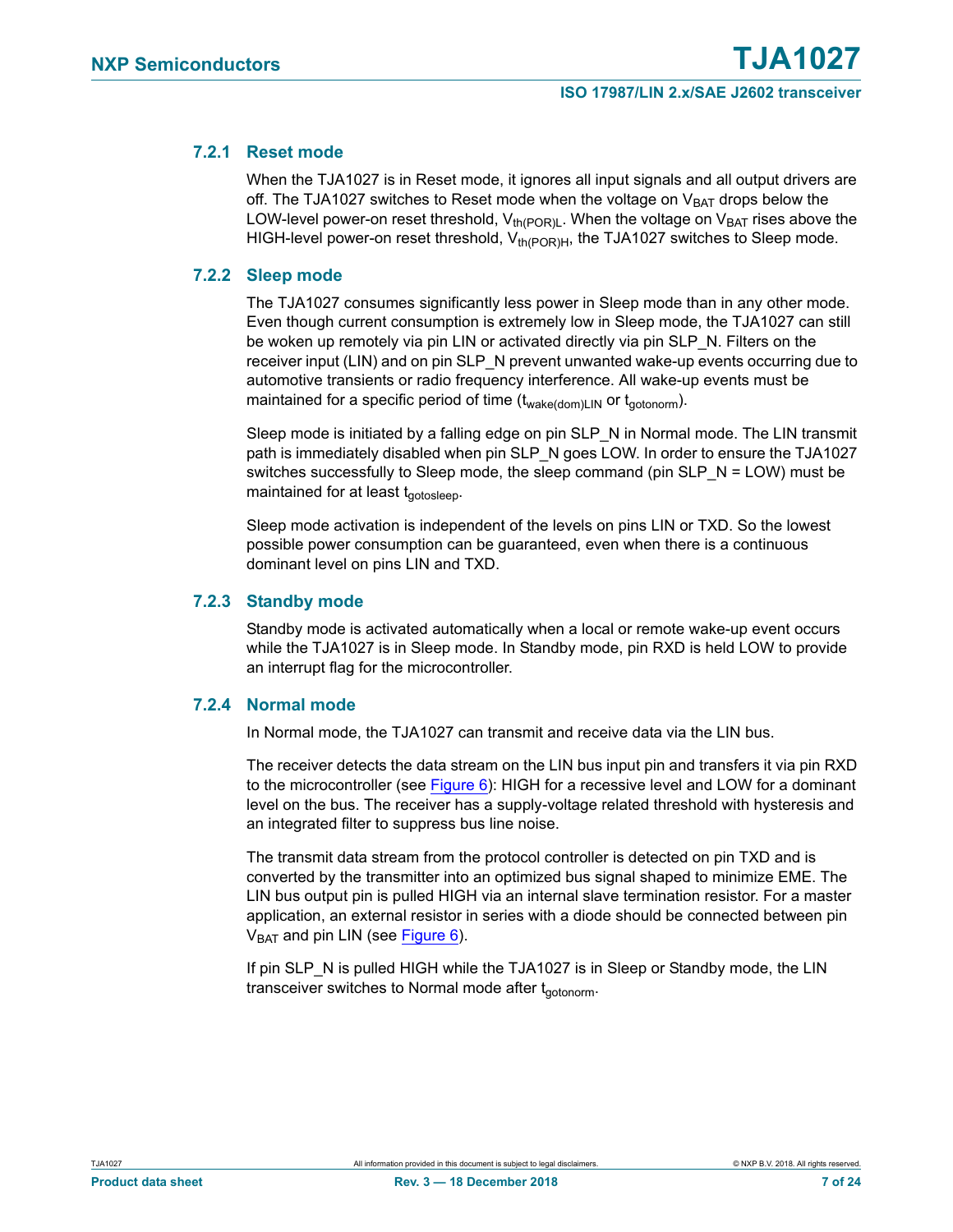### 7.2.1 Reset mode

When the TJA1027 is in Reset mode, it ignores all input signals and all output drivers are off. The TJA1027 switches to Reset mode when the voltage on $V_{BAT}$ drops below the LOW-level power-on reset threshold, $V_{th(POR)L}$. When the voltage on $V_{BAT}$ rises above the HIGH-level power-on reset threshold, $V_{th(POR)H}$, the TJA1027 switches to Sleep mode.

### 7.2.2 Sleep mode

The TJA1027 consumes significantly less power in Sleep mode than in any other mode. Even though current consumption is extremely low in Sleep mode, the TJA1027 can still be woken up remotely via pin LIN or activated directly via pin SLP_N. Filters on the receiver input (LIN) and on pin SLP_N prevent unwanted wake-up events occurring due to automotive transients or radio frequency interference. All wake-up events must be maintained for a specific period of time ($t_{wake(dom)LIN}$ or $t_{gotonorm}$).

Sleep mode is initiated by a falling edge on pin SLP_N in Normal mode. The LIN transmit path is immediately disabled when pin SLP_N goes LOW. In order to ensure the TJA1027 switches successfully to Sleep mode, the sleep command (pin SLP_N = LOW) must be maintained for at least $t_{gotosleep}$.

Sleep mode activation is independent of the levels on pins LIN or TXD. So the lowest possible power consumption can be guaranteed, even when there is a continuous dominant level on pins LIN and TXD.

### 7.2.3 Standby mode

Standby mode is activated automatically when a local or remote wake-up event occurs while the TJA1027 is in Sleep mode. In Standby mode, pin RXD is held LOW to provide an interrupt flag for the microcontroller.

### 7.2.4 Normal mode

In Normal mode, the TJA1027 can transmit and receive data via the LIN bus.

The receiver detects the data stream on the LIN bus input pin and transfers it via pin RXD to the microcontroller (see Figure 6): HIGH for a recessive level and LOW for a dominant level on the bus. The receiver has a supply-voltage related threshold with hysteresis and an integrated filter to suppress bus line noise.

The transmit data stream from the protocol controller is detected on pin TXD and is converted by the transmitter into an optimized bus signal shaped to minimize EME. The LIN bus output pin is pulled HIGH via an internal slave termination resistor. For a master application, an external resistor in series with a diode should be connected between pin $V_{BAT}$ and pin LIN (see Figure 6).

If pin SLP_N is pulled HIGH while the TJA1027 is in Sleep or Standby mode, the LIN transceiver switches to Normal mode after $t_{gotonorm}$.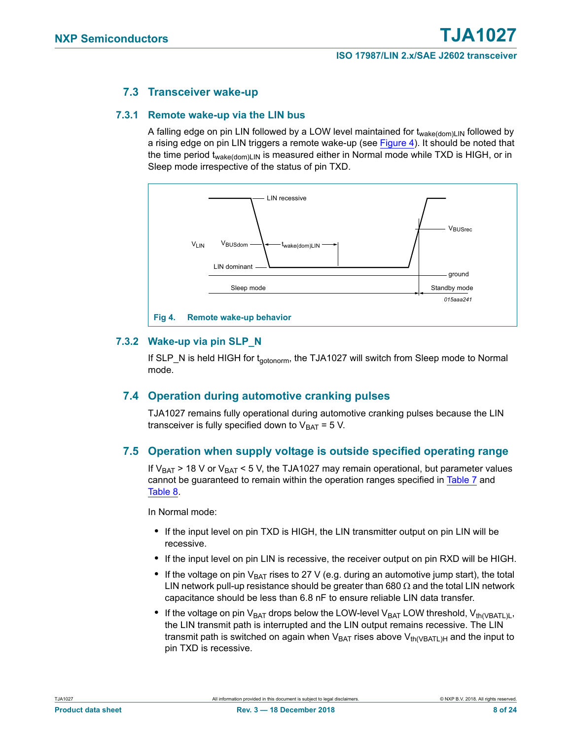## 7.3 Transceiver wake-up

### 7.3.1 Remote wake-up via the LIN bus

A falling edge on pin LIN followed by a LOW level maintained for $t_{wake(dom)LIN}$ followed by a rising edge on pin LIN triggers a remote wake-up (see Figure 4). It should be noted that the time period $t_{wake(dom)LIN}$ is measured either in Normal mode while TXD is HIGH, or in Sleep mode irrespective of the status of pin TXD.

Fig 4. Remote wake-up behavior

### 7.3.2 Wake-up via pin SLP_N

If SLP_N is held HIGH for $t_{gotonorm}$, the TJA1027 will switch from Sleep mode to Normal mode.

## 7.4 Operation during automotive cranking pulses

TJA1027 remains fully operational during automotive cranking pulses because the LIN transceiver is fully specified down to $V_{BAT}$ = 5 V.

## 7.5 Operation when supply voltage is outside specified operating range

If $V_{BAT}$ > 18 V or $V_{BAT}$ < 5 V, the TJA1027 may remain operational, but parameter values cannot be guaranteed to remain within the operation ranges specified in Table 7 and Table 8.

In Normal mode:

- If the input level on pin TXD is HIGH, the LIN transmitter output on pin LIN will be recessive.
- If the input level on pin LIN is recessive, the receiver output on pin RXD will be HIGH.
- If the voltage on pin $V_{BAT}$ rises to 27 V (e.g. during an automotive jump start), the total LIN network pull-up resistance should be greater than 680 Ω and the total LIN network capacitance should be less than 6.8 nF to ensure reliable LIN data transfer.
- If the voltage on pin $V_{BAT}$ drops below the LOW-level $V_{BAT}$ LOW threshold, $V_{th(VBATL)L}$, the LIN transmit path is interrupted and the LIN output remains recessive. The LIN transmit path is switched on again when $V_{BAT}$ rises above $V_{th(VBATL)H}$ and the input to pin TXD is recessive.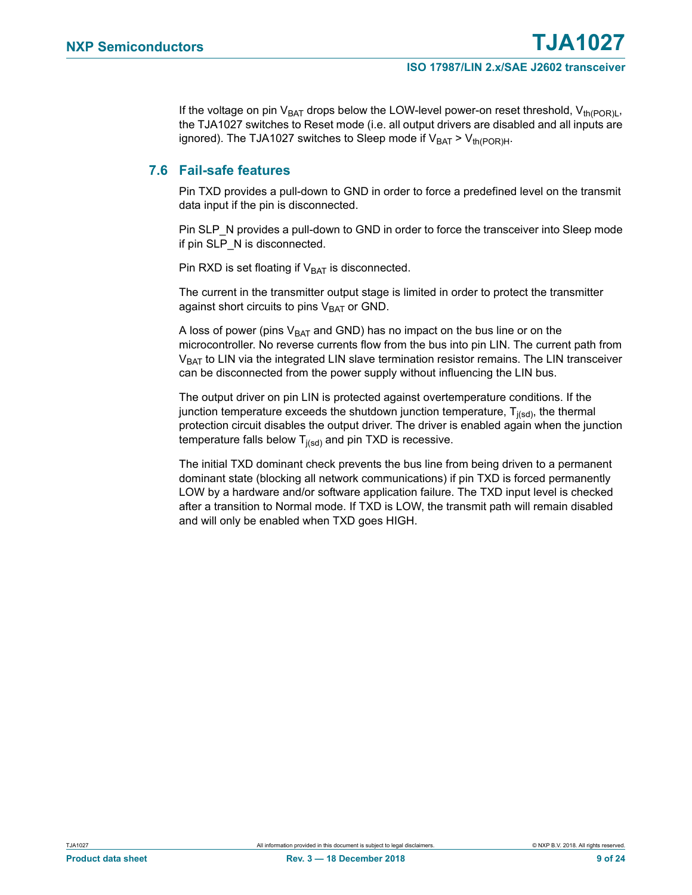If the voltage on pin $V_{BAT}$ drops below the LOW-level power-on reset threshold, $V_{th(POR)L}$, the TJA1027 switches to Reset mode (i.e. all output drivers are disabled and all inputs are ignored). The TJA1027 switches to Sleep mode if $V_{BAT} > V_{th(POR)H}$.

## 7.6 Fail-safe features

Pin TXD provides a pull-down to GND in order to force a predefined level on the transmit data input if the pin is disconnected.

Pin SLP_N provides a pull-down to GND in order to force the transceiver into Sleep mode if pin SLP_N is disconnected.

Pin RXD is set floating if $V_{BAT}$ is disconnected.

The current in the transmitter output stage is limited in order to protect the transmitter against short circuits to pins $V_{BAT}$ or GND.

A loss of power (pins $V_{BAT}$ and GND) has no impact on the bus line or on the microcontroller. No reverse currents flow from the bus into pin LIN. The current path from $V_{BAT}$ to LIN via the integrated LIN slave termination resistor remains. The LIN transceiver can be disconnected from the power supply without influencing the LIN bus.

The output driver on pin LIN is protected against overtemperature conditions. If the junction temperature exceeds the shutdown junction temperature, $T_{j(sd)}$, the thermal protection circuit disables the output driver. The driver is enabled again when the junction temperature falls below $T_{j(sd)}$ and pin TXD is recessive.

The initial TXD dominant check prevents the bus line from being driven to a permanent dominant state (blocking all network communications) if pin TXD is forced permanently LOW by a hardware and/or software application failure. The TXD input level is checked after a transition to Normal mode. If TXD is LOW, the transmit path will remain disabled and will only be enabled when TXD goes HIGH.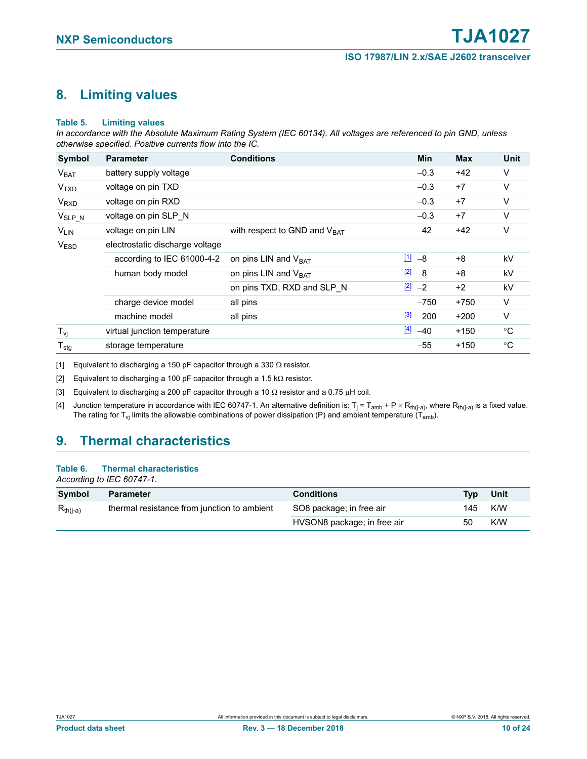## 8. Limiting values

**Table 5. Limiting values**

*In accordance with the Absolute Maximum Rating System (IEC 60134). All voltages are referenced to pin GND, unless otherwise specified. Positive currents flow into the IC.*

| Symbol | Parameter | Conditions | | Min | Max | Unit |
|---|---|---|---|---|---|---|
| $V_{BAT}$ | battery supply voltage | | | −0.3 | +42 | V |
| $V_{TXD}$ | voltage on pin TXD | | | −0.3 | +7 | V |
| $V_{RXD}$ | voltage on pin RXD | | | −0.3 | +7 | V |
| $V_{SLP\_N}$ | voltage on pin SLP_N | | | −0.3 | +7 | V |
| $V_{LIN}$ | voltage on pin LIN | with respect to GND and $V_{BAT}$ | | −42 | +42 | V |
| $V_{ESD}$ | electrostatic discharge voltage | | | | | |
| | according to IEC 61000-4-2 | on pins LIN and $V_{BAT}$ | [1] | −8 | +8 | kV |
| | human body model | on pins LIN and $V_{BAT}$ | [2] | −8 | +8 | kV |
| | | on pins TXD, RXD and SLP_N | [2] | −2 | +2 | kV |
| | charge device model | all pins | | −750 | +750 | V |
| | machine model | all pins | [3] | −200 | +200 | V |
| $T_{vj}$ | virtual junction temperature | | [4] | −40 | +150 | °C |
| $T_{stg}$ | storage temperature | | | −55 | +150 | °C |

[1] Equivalent to discharging a 150 pF capacitor through a 330 Ω resistor.

[2] Equivalent to discharging a 100 pF capacitor through a 1.5 kΩ resistor.

[3] Equivalent to discharging a 200 pF capacitor through a 10 Ω resistor and a 0.75 μH coil.

[4] Junction temperature in accordance with IEC 60747-1. An alternative definition is: $T_j = T_{amb} + P \times R_{th(j-a)}$, where $R_{th(j-a)}$ is a fixed value. The rating for $T_{vj}$ limits the allowable combinations of power dissipation (P) and ambient temperature ($T_{amb}$).

## 9. Thermal characteristics

**Table 6. Thermal characteristics**

*According to IEC 60747-1.*

| Symbol | Parameter | Conditions | Typ | Unit |
|---|---|---|---|---|
| $R_{th(j-a)}$ | thermal resistance from junction to ambient | SO8 package; in free air | 145 | K/W |
| | | HVSON8 package; in free air | 50 | K/W |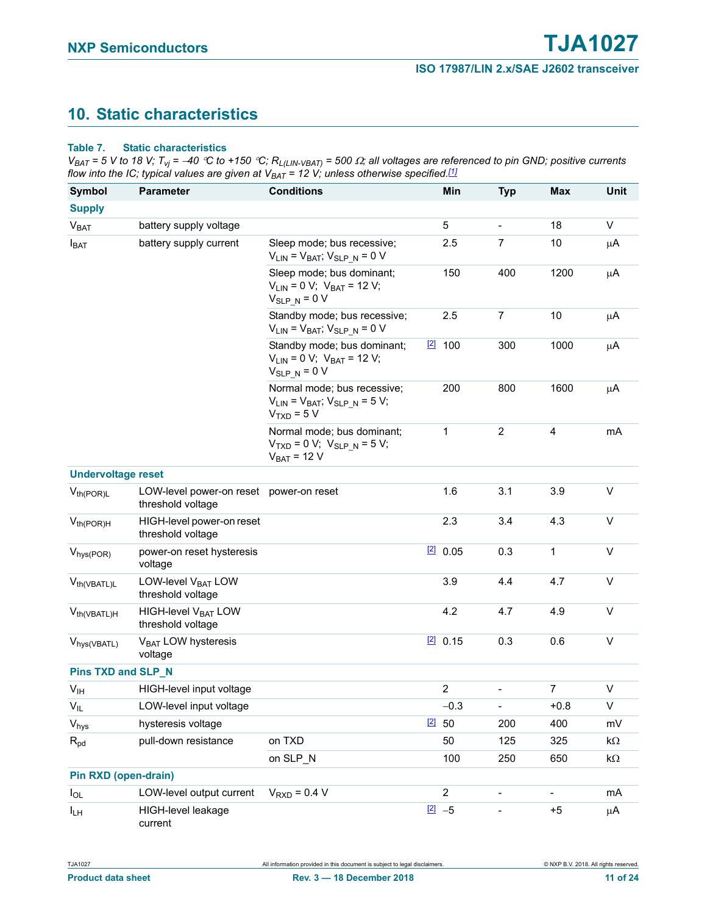## 10. Static characteristics

**Table 7. Static characteristics**

*$V_{BAT}$ = 5 V to 18 V; $T_{vj}$ = –40 °C to +150 °C; $R_{L(LIN-VBAT)}$ = 500 Ω; all voltages are referenced to pin GND; positive currents flow into the IC; typical values are given at $V_{BAT}$ = 12 V; unless otherwise specified.[1]*

| Symbol | Parameter | Conditions | | Min | Typ | Max | Unit |
|---|---|---|---|---|---|---|---|
| **Supply** | | | | | | | |
| $V_{BAT}$ | battery supply voltage | | | 5 | - | 18 | V |
| $I_{BAT}$ | battery supply current | Sleep mode; bus recessive; $V_{LIN} = V_{BAT}$; $V_{SLP\_N}$ = 0 V | | 2.5 | 7 | 10 | μA |
| | | Sleep mode; bus dominant; $V_{LIN}$ = 0 V; $V_{BAT}$ = 12 V; $V_{SLP\_N}$ = 0 V | | 150 | 400 | 1200 | μA |
| | | Standby mode; bus recessive; $V_{LIN} = V_{BAT}$; $V_{SLP\_N}$ = 0 V | | 2.5 | 7 | 10 | μA |
| | | Standby mode; bus dominant; $V_{LIN}$ = 0 V; $V_{BAT}$ = 12 V; $V_{SLP\_N}$ = 0 V | [2] | 100 | 300 | 1000 | μA |
| | | Normal mode; bus recessive; $V_{LIN} = V_{BAT}$; $V_{SLP\_N}$ = 5 V; $V_{TXD}$ = 5 V | | 200 | 800 | 1600 | μA |
| | | Normal mode; bus dominant; $V_{TXD}$ = 0 V; $V_{SLP\_N}$ = 5 V; $V_{BAT}$ = 12 V | | 1 | 2 | 4 | mA |
| **Undervoltage reset** | | | | | | | |
| $V_{th(POR)L}$ | LOW-level power-on reset threshold voltage | power-on reset | | 1.6 | 3.1 | 3.9 | V |
| $V_{th(POR)H}$ | HIGH-level power-on reset threshold voltage | | | 2.3 | 3.4 | 4.3 | V |
| $V_{hys(POR)}$ | power-on reset hysteresis voltage | | [2] | 0.05 | 0.3 | 1 | V |
| $V_{th(VBATL)L}$ | LOW-level $V_{BAT}$ LOW threshold voltage | | | 3.9 | 4.4 | 4.7 | V |
| $V_{th(VBATL)H}$ | HIGH-level $V_{BAT}$ LOW threshold voltage | | | 4.2 | 4.7 | 4.9 | V |
| $V_{hys(VBATL)}$ | $V_{BAT}$ LOW hysteresis voltage | | [2] | 0.15 | 0.3 | 0.6 | V |
| **Pins TXD and SLP_N** | | | | | | | |
| $V_{IH}$ | HIGH-level input voltage | | | 2 | - | 7 | V |
| $V_{IL}$ | LOW-level input voltage | | | –0.3 | - | +0.8 | V |
| $V_{hys}$ | hysteresis voltage | | [2] | 50 | 200 | 400 | mV |
| $R_{pd}$ | pull-down resistance | on TXD | | 50 | 125 | 325 | kΩ |
| | | on SLP_N | | 100 | 250 | 650 | kΩ |
| **Pin RXD (open-drain)** | | | | | | | |
| $I_{OL}$ | LOW-level output current | $V_{RXD}$ = 0.4 V | | 2 | - | - | mA |
| $I_{LH}$ | HIGH-level leakage current | | [2] | –5 | - | +5 | μA |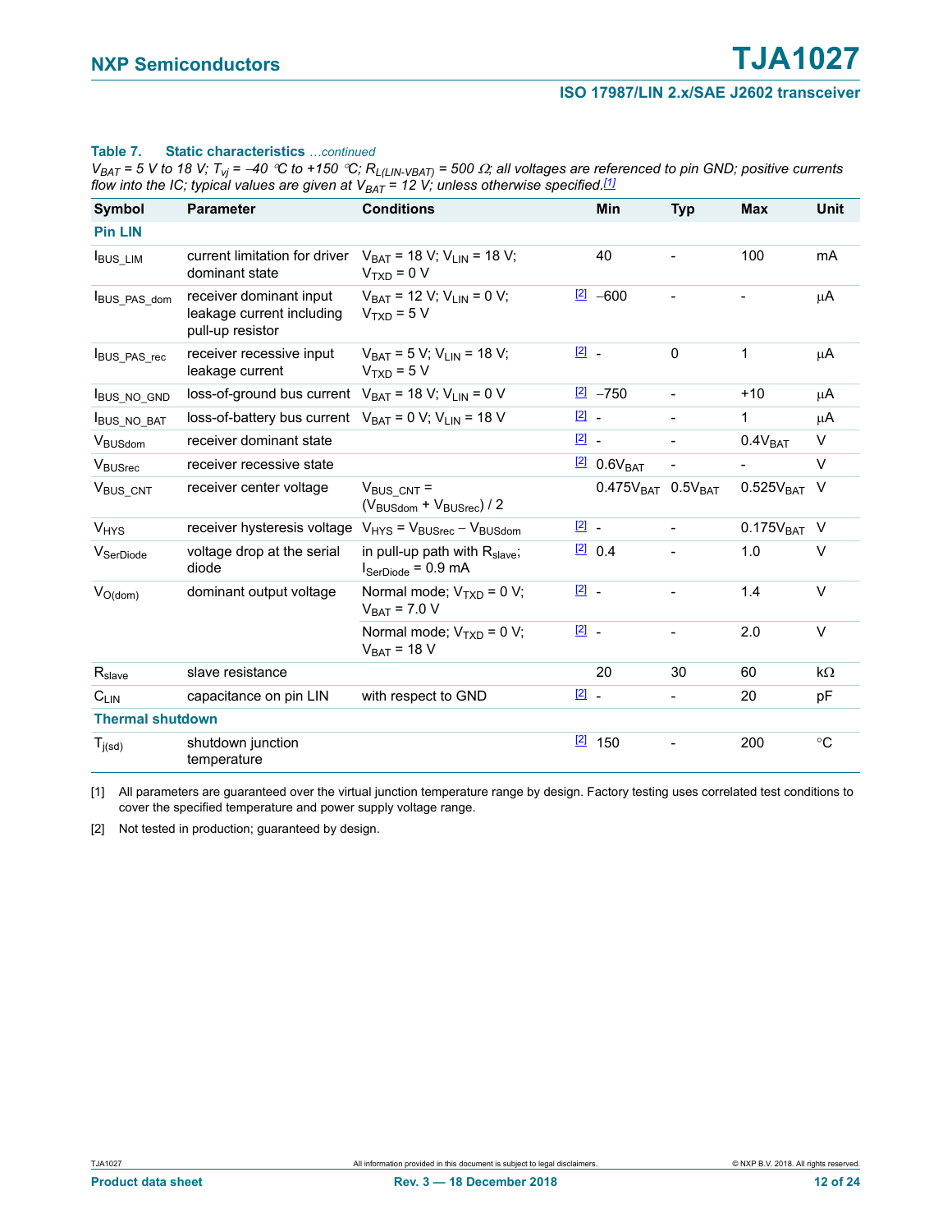**Table 7. Static characteristics** *...continued*

*$V_{BAT}$ = 5 V to 18 V; $T_{vj}$ = −40 °C to +150 °C; $R_{L(LIN-VBAT)}$ = 500 Ω; all voltages are referenced to pin GND; positive currents flow into the IC; typical values are given at $V_{BAT}$ = 12 V; unless otherwise specified.*[1]

| Symbol | Parameter | Conditions | | Min | Typ | Max | Unit |
|---|---|---|---|---|---|---|---|
| **Pin LIN** | | | | | | | |
| $I_{BUS\_LIM}$ | current limitation for driver dominant state | $V_{BAT}$ = 18 V; $V_{LIN}$ = 18 V; $V_{TXD}$ = 0 V | | 40 | - | 100 | mA |
| $I_{BUS\_PAS\_dom}$ | receiver dominant input leakage current including pull-up resistor | $V_{BAT}$ = 12 V; $V_{LIN}$ = 0 V; $V_{TXD}$ = 5 V | [2] | −600 | - | - | μA |
| $I_{BUS\_PAS\_rec}$ | receiver recessive input leakage current | $V_{BAT}$ = 5 V; $V_{LIN}$ = 18 V; $V_{TXD}$ = 5 V | [2] | - | 0 | 1 | μA |
| $I_{BUS\_NO\_GND}$ | loss-of-ground bus current | $V_{BAT}$ = 18 V; $V_{LIN}$ = 0 V | [2] | −750 | - | +10 | μA |
| $I_{BUS\_NO\_BAT}$ | loss-of-battery bus current | $V_{BAT}$ = 0 V; $V_{LIN}$ = 18 V | [2] | - | - | 1 | μA |
| $V_{BUSdom}$ | receiver dominant state | | [2] | - | - | $0.4V_{BAT}$ | V |
| $V_{BUSrec}$ | receiver recessive state | | [2] | $0.6V_{BAT}$ | - | - | V |
| $V_{BUS\_CNT}$ | receiver center voltage | $V_{BUS\_CNT}$ = ($V_{BUSdom}$ + $V_{BUSrec}$) / 2 | | $0.475V_{BAT}$ | $0.5V_{BAT}$ | $0.525V_{BAT}$ | V |
| $V_{HYS}$ | receiver hysteresis voltage | $V_{HYS}$ = $V_{BUSrec}$ − $V_{BUSdom}$ | [2] | - | - | $0.175V_{BAT}$ | V |
| $V_{SerDiode}$ | voltage drop at the serial diode | in pull-up path with $R_{slave}$; $I_{SerDiode}$ = 0.9 mA | [2] | 0.4 | - | 1.0 | V |
| $V_{O(dom)}$ | dominant output voltage | Normal mode; $V_{TXD}$ = 0 V; $V_{BAT}$ = 7.0 V | [2] | - | - | 1.4 | V |
| | | Normal mode; $V_{TXD}$ = 0 V; $V_{BAT}$ = 18 V | [2] | - | - | 2.0 | V |
| $R_{slave}$ | slave resistance | | | 20 | 30 | 60 | kΩ |
| $C_{LIN}$ | capacitance on pin LIN | with respect to GND | [2] | - | - | 20 | pF |
| **Thermal shutdown** | | | | | | | |
| $T_{j(sd)}$ | shutdown junction temperature | | [2] | 150 | - | 200 | °C |

[1] All parameters are guaranteed over the virtual junction temperature range by design. Factory testing uses correlated test conditions to cover the specified temperature and power supply voltage range.

[2] Not tested in production; guaranteed by design.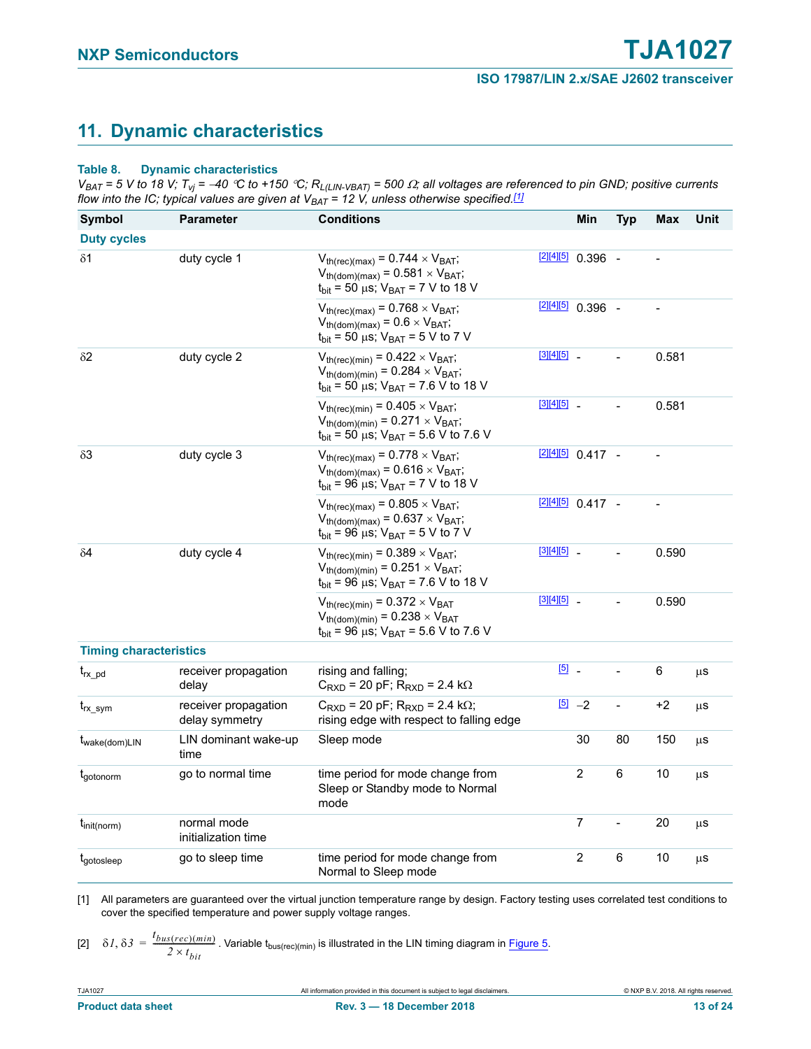## 11. Dynamic characteristics

**Table 8. Dynamic characteristics**

*$V_{BAT}$ = 5 V to 18 V; $T_{vj}$ = –40 °C to +150 °C; $R_{L(LIN-VBAT)}$ = 500 Ω; all voltages are referenced to pin GND; positive currents flow into the IC; typical values are given at $V_{BAT}$ = 12 V, unless otherwise specified.*[1]

| Symbol | Parameter | Conditions | | Min | Typ | Max | Unit |
|---|---|---|---|---|---|---|---|
| **Duty cycles** | | | | | | | |
| δ1 | duty cycle 1 | $V_{th(rec)(max)} = 0.744 \times V_{BAT}$; $V_{th(dom)(max)} = 0.581 \times V_{BAT}$; $t_{bit}$ = 50 μs; $V_{BAT}$ = 7 V to 18 V | [2][4][5] | 0.396 | - | - | |
| | | $V_{th(rec)(max)} = 0.768 \times V_{BAT}$; $V_{th(dom)(max)} = 0.6 \times V_{BAT}$; $t_{bit}$ = 50 μs; $V_{BAT}$ = 5 V to 7 V | [2][4][5] | 0.396 | - | - | |
| δ2 | duty cycle 2 | $V_{th(rec)(min)} = 0.422 \times V_{BAT}$; $V_{th(dom)(min)} = 0.284 \times V_{BAT}$; $t_{bit}$ = 50 μs; $V_{BAT}$ = 7.6 V to 18 V | [3][4][5] | - | - | 0.581 | |
| | | $V_{th(rec)(min)} = 0.405 \times V_{BAT}$; $V_{th(dom)(min)} = 0.271 \times V_{BAT}$; $t_{bit}$ = 50 μs; $V_{BAT}$ = 5.6 V to 7.6 V | [3][4][5] | - | - | 0.581 | |
| δ3 | duty cycle 3 | $V_{th(rec)(max)} = 0.778 \times V_{BAT}$; $V_{th(dom)(max)} = 0.616 \times V_{BAT}$; $t_{bit}$ = 96 μs; $V_{BAT}$ = 7 V to 18 V | [2][4][5] | 0.417 | - | - | |
| | | $V_{th(rec)(max)} = 0.805 \times V_{BAT}$; $V_{th(dom)(max)} = 0.637 \times V_{BAT}$; $t_{bit}$ = 96 μs; $V_{BAT}$ = 5 V to 7 V | [2][4][5] | 0.417 | - | - | |
| δ4 | duty cycle 4 | $V_{th(rec)(min)} = 0.389 \times V_{BAT}$; $V_{th(dom)(min)} = 0.251 \times V_{BAT}$; $t_{bit}$ = 96 μs; $V_{BAT}$ = 7.6 V to 18 V | [3][4][5] | - | - | 0.590 | |
| | | $V_{th(rec)(min)} = 0.372 \times V_{BAT}$ $V_{th(dom)(min)} = 0.238 \times V_{BAT}$ $t_{bit}$ = 96 μs; $V_{BAT}$ = 5.6 V to 7.6 V | [3][4][5] | - | - | 0.590 | |
| **Timing characteristics** | | | | | | | |
| $t_{rx\_pd}$ | receiver propagation delay | rising and falling; $C_{RXD}$ = 20 pF; $R_{RXD}$ = 2.4 kΩ | [5] | - | - | 6 | μs |
| $t_{rx\_sym}$ | receiver propagation delay symmetry | $C_{RXD}$ = 20 pF; $R_{RXD}$ = 2.4 kΩ; rising edge with respect to falling edge | [5] | –2 | - | +2 | μs |
| $t_{wake(dom)LIN}$ | LIN dominant wake-up time | Sleep mode | | 30 | 80 | 150 | μs |
| $t_{gotonorm}$ | go to normal time | time period for mode change from Sleep or Standby mode to Normal mode | | 2 | 6 | 10 | μs |
| $t_{init(norm)}$ | normal mode initialization time | | | 7 | - | 20 | μs |
| $t_{gotosleep}$ | go to sleep time | time period for mode change from Normal to Sleep mode | | 2 | 6 | 10 | μs |

[1] All parameters are guaranteed over the virtual junction temperature range by design. Factory testing uses correlated test conditions to cover the specified temperature and power supply voltage ranges.

[2] $\delta 1, \delta 3 = \frac{t_{bus(rec)(min)}}{2 \times t_{bit}}$. Variable $t_{bus(rec)(min)}$ is illustrated in the LIN timing diagram in Figure 5.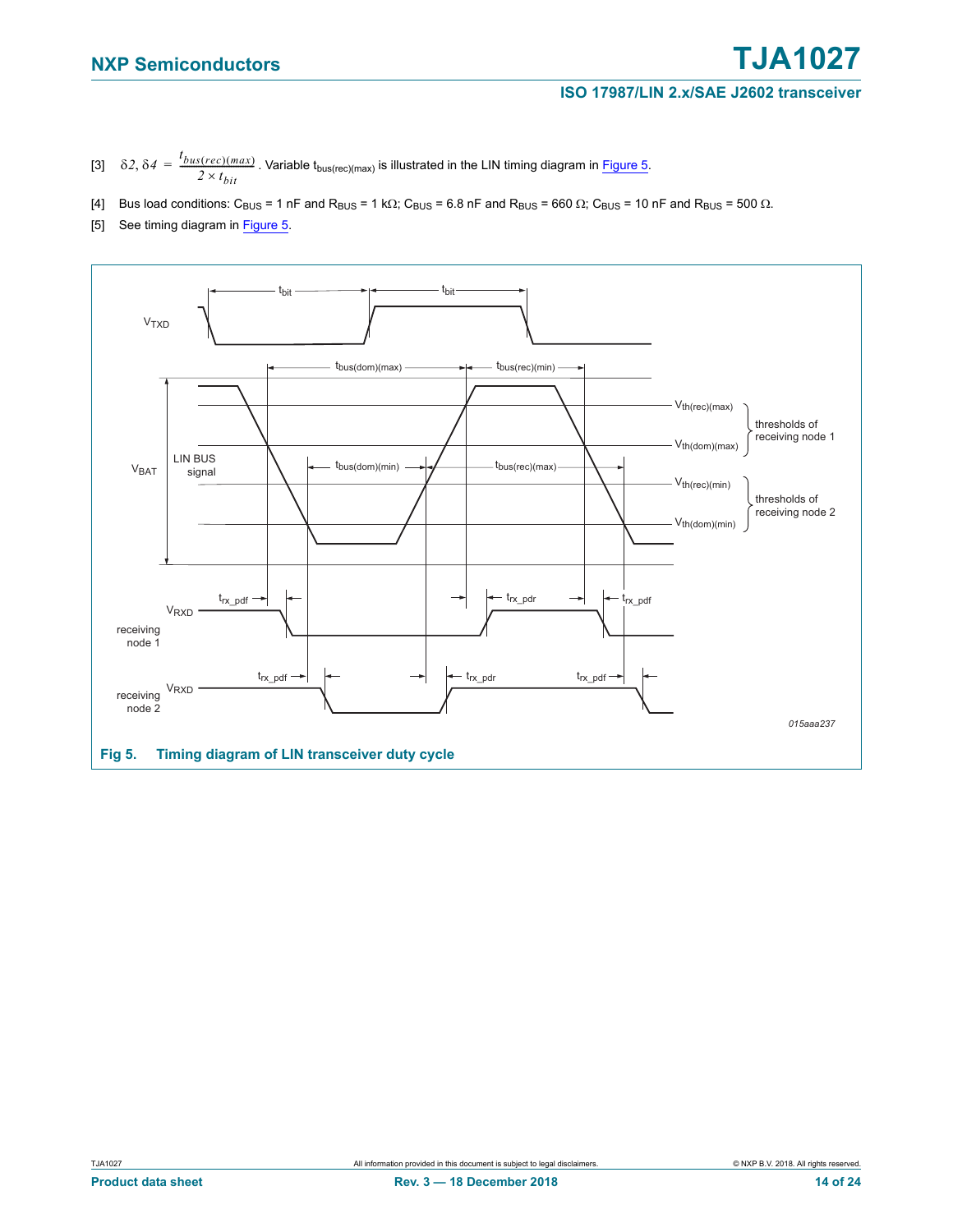[3] $\delta 2, \delta 4 = \frac{t_{bus(rec)(max)}}{2 \times t_{bit}}$. Variable $t_{bus(rec)(max)}$ is illustrated in the LIN timing diagram in Figure 5.

[4] Bus load conditions: $C_{BUS}$ = 1 nF and $R_{BUS}$ = 1 kΩ; $C_{BUS}$ = 6.8 nF and $R_{BUS}$ = 660 Ω; $C_{BUS}$ = 10 nF and $R_{BUS}$ = 500 Ω.

[5] See timing diagram in Figure 5.

**Fig 5. Timing diagram of LIN transceiver duty cycle**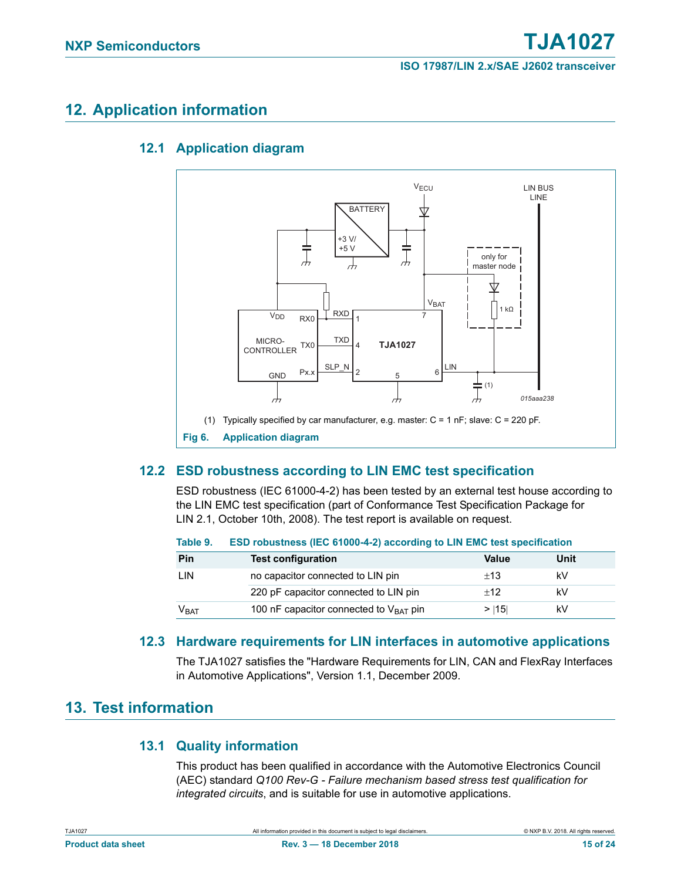# 12. Application information

## 12.1 Application diagram

(1) Typically specified by car manufacturer, e.g. master: C = 1 nF; slave: C = 220 pF.

**Fig 6. Application diagram**

## 12.2 ESD robustness according to LIN EMC test specification

ESD robustness (IEC 61000-4-2) has been tested by an external test house according to the LIN EMC test specification (part of Conformance Test Specification Package for LIN 2.1, October 10th, 2008). The test report is available on request.

**Table 9. ESD robustness (IEC 61000-4-2) according to LIN EMC test specification**

| Pin | Test configuration | Value | Unit |
|---|---|---|---|
| LIN | no capacitor connected to LIN pin | ±13 | kV |
| | 220 pF capacitor connected to LIN pin | ±12 | kV |
| $V_{BAT}$ | 100 nF capacitor connected to $V_{BAT}$ pin | > \|15\| | kV |

## 12.3 Hardware requirements for LIN interfaces in automotive applications

The TJA1027 satisfies the "Hardware Requirements for LIN, CAN and FlexRay Interfaces in Automotive Applications", Version 1.1, December 2009.

# 13. Test information

## 13.1 Quality information

This product has been qualified in accordance with the Automotive Electronics Council (AEC) standard *Q100 Rev-G - Failure mechanism based stress test qualification for integrated circuits*, and is suitable for use in automotive applications.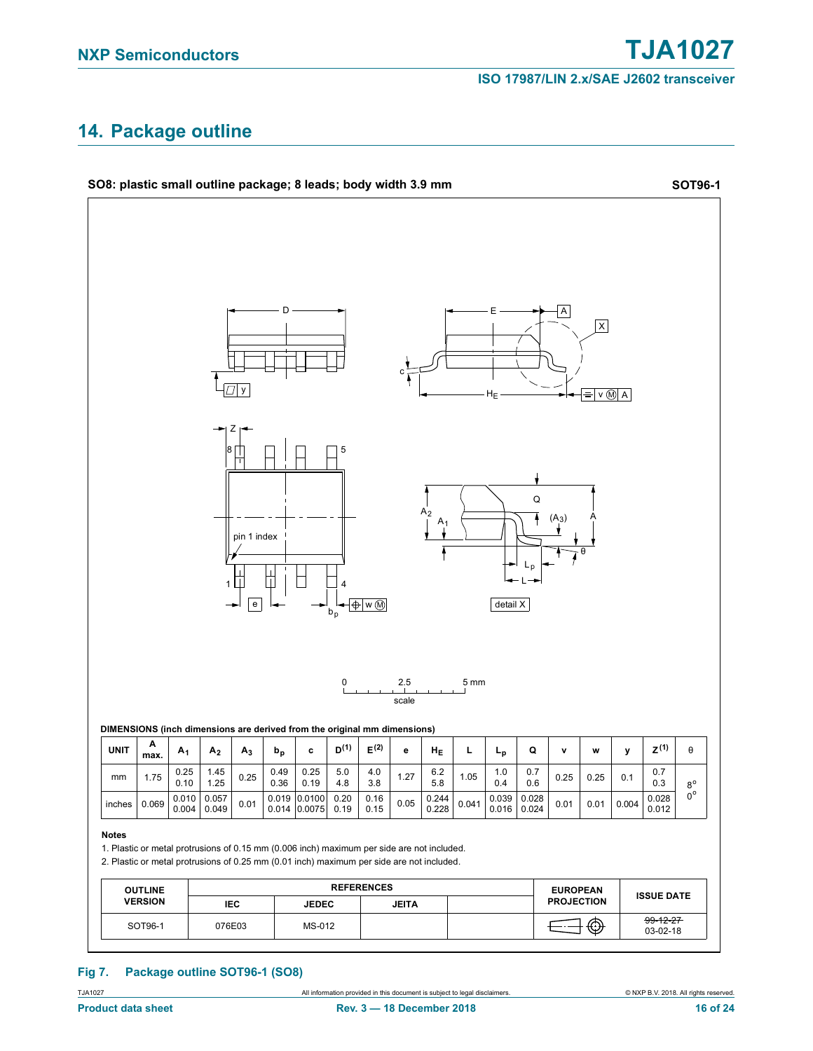## 14. Package outline

**SO8: plastic small outline package; 8 leads; body width 3.9 mm** **SOT96-1**

**DIMENSIONS (inch dimensions are derived from the original mm dimensions)**

| UNIT | A max. | $A_1$ | $A_2$ | $A_3$ | $b_p$ | c | $D^{(1)}$ | $E^{(2)}$ | e | $H_E$ | L | $L_p$ | Q | v | w | y | $Z^{(1)}$ | θ |
|---|---|---|---|---|---|---|---|---|---|---|---|---|---|---|---|---|---|---|
| mm | 1.75 | 0.25<br>0.10 | 1.45<br>1.25 | 0.25 | 0.49<br>0.36 | 0.25<br>0.19 | 5.0<br>4.8 | 4.0<br>3.8 | 1.27 | 6.2<br>5.8 | 1.05 | 1.0<br>0.4 | 0.7<br>0.6 | 0.25 | 0.25 | 0.1 | 0.7<br>0.3 | 8°<br>0° |
| inches | 0.069 | 0.010<br>0.004 | 0.057<br>0.049 | 0.01 | 0.019<br>0.014 | 0.0100<br>0.0075 | 0.20<br>0.19 | 0.16<br>0.15 | 0.05 | 0.244<br>0.228 | 0.041 | 0.039<br>0.016 | 0.028<br>0.024 | 0.01 | 0.01 | 0.004 | 0.028<br>0.012 | |

**Notes**

1. Plastic or metal protrusions of 0.15 mm (0.006 inch) maximum per side are not included.
2. Plastic or metal protrusions of 0.25 mm (0.01 inch) maximum per side are not included.

| OUTLINE VERSION | REFERENCES | | | | EUROPEAN PROJECTION | ISSUE DATE |
|---|---|---|---|---|---|---|
| | IEC | JEDEC | JEITA | | | |
| SOT96-1 | 076E03 | MS-012 | | | | ~~99-12-27~~<br>03-02-18 |

**Fig 7. Package outline SOT96-1 (SO8)**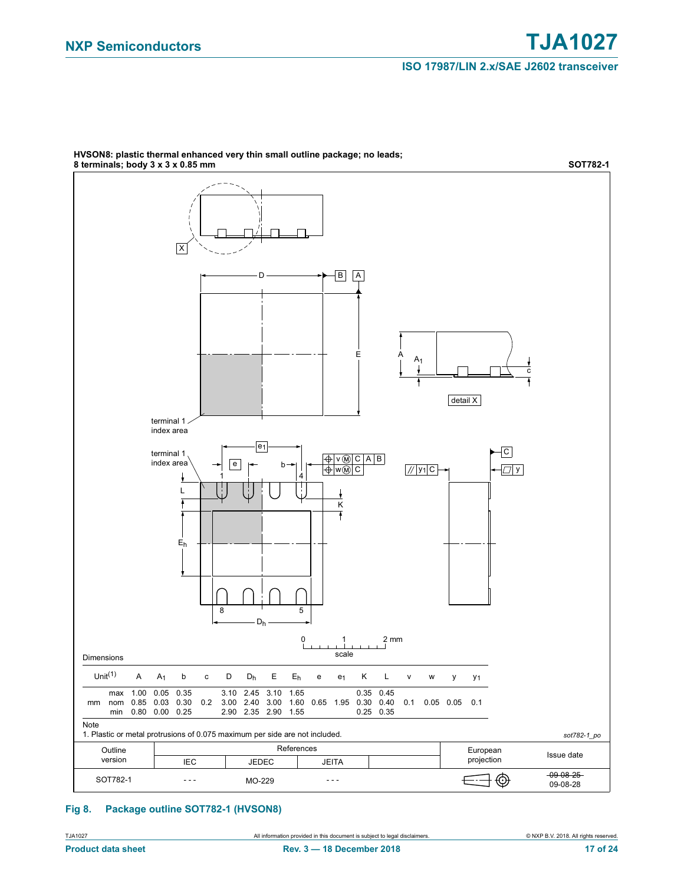**HVSON8: plastic thermal enhanced very thin small outline package; no leads; 8 terminals; body 3 x 3 x 0.85 mm** **SOT782-1**

Dimensions

| Unit(1) | | A | $A_1$ | b | c | D | $D_h$ | E | $E_h$ | e | $e_1$ | K | L | v | w | y | $y_1$ |
|---|---|---|---|---|---|---|---|---|---|---|---|---|---|---|---|---|---|
| mm | max | 1.00 | 0.05 | 0.35 | | 3.10 | 2.45 | 3.10 | 1.65 | | | 0.35 | 0.45 | | | | |
| | nom | 0.85 | 0.03 | 0.30 | 0.2 | 3.00 | 2.40 | 3.00 | 1.60 | 0.65 | 1.95 | 0.30 | 0.40 | 0.1 | 0.05 | 0.05 | 0.1 |
| | min | 0.80 | 0.00 | 0.25 | | 2.90 | 2.35 | 2.90 | 1.55 | | | 0.25 | 0.35 | | | | |

Note

1. Plastic or metal protrusions of 0.075 maximum per side are not included.

*sot782-1_po*

| Outline version | References IEC | References JEDEC | References JEITA | European projection | Issue date |
|---|---|---|---|---|---|
| SOT782-1 | - - - | MO-229 | - - - | | ~~09-08-25~~ 09-08-28 |

**Fig 8. Package outline SOT782-1 (HVSON8)**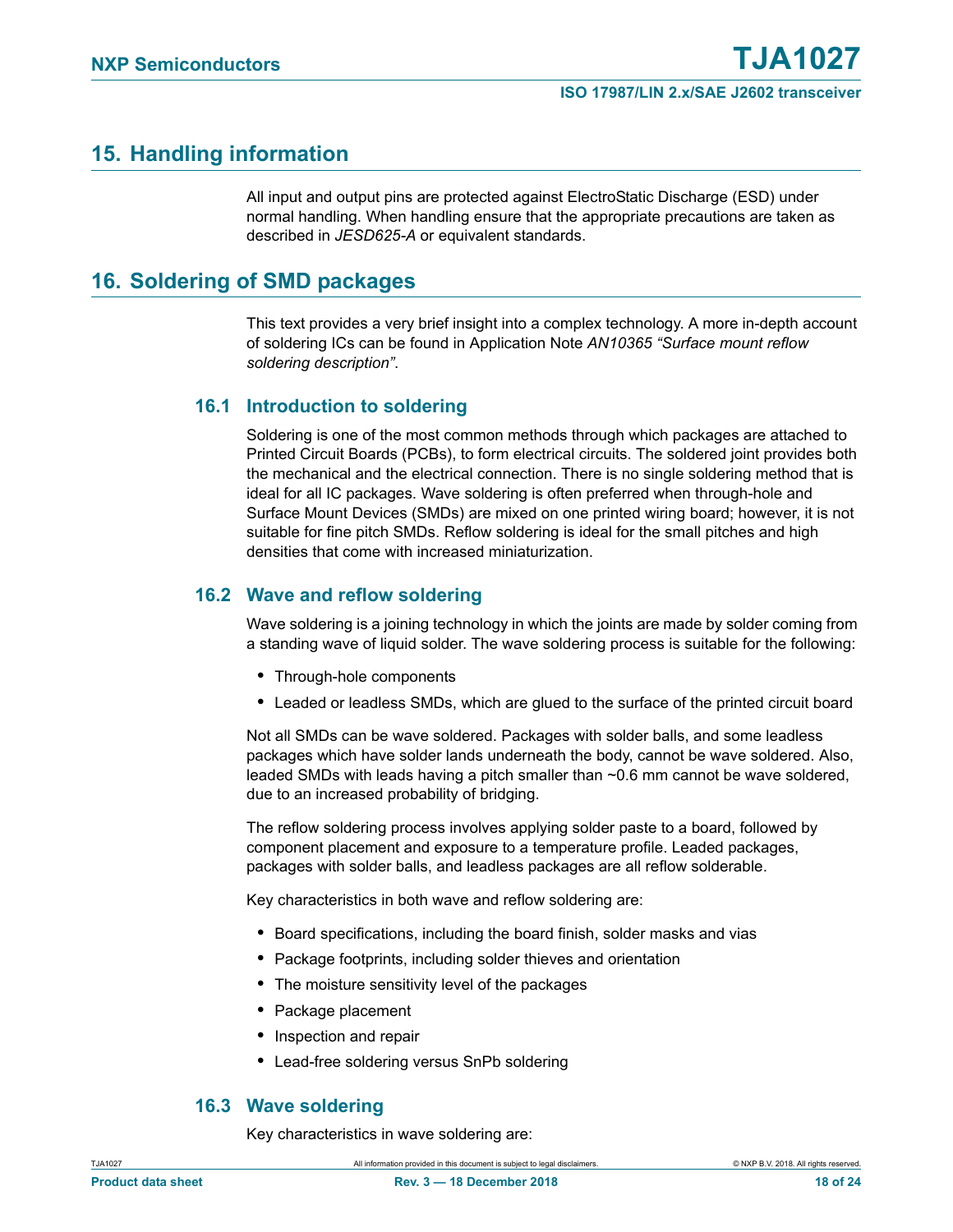## 15. Handling information

All input and output pins are protected against ElectroStatic Discharge (ESD) under normal handling. When handling ensure that the appropriate precautions are taken as described in *JESD625-A* or equivalent standards.

## 16. Soldering of SMD packages

This text provides a very brief insight into a complex technology. A more in-depth account of soldering ICs can be found in Application Note *AN10365 "Surface mount reflow soldering description"*.

### 16.1 Introduction to soldering

Soldering is one of the most common methods through which packages are attached to Printed Circuit Boards (PCBs), to form electrical circuits. The soldered joint provides both the mechanical and the electrical connection. There is no single soldering method that is ideal for all IC packages. Wave soldering is often preferred when through-hole and Surface Mount Devices (SMDs) are mixed on one printed wiring board; however, it is not suitable for fine pitch SMDs. Reflow soldering is ideal for the small pitches and high densities that come with increased miniaturization.

### 16.2 Wave and reflow soldering

Wave soldering is a joining technology in which the joints are made by solder coming from a standing wave of liquid solder. The wave soldering process is suitable for the following:

- Through-hole components
- Leaded or leadless SMDs, which are glued to the surface of the printed circuit board

Not all SMDs can be wave soldered. Packages with solder balls, and some leadless packages which have solder lands underneath the body, cannot be wave soldered. Also, leaded SMDs with leads having a pitch smaller than ~0.6 mm cannot be wave soldered, due to an increased probability of bridging.

The reflow soldering process involves applying solder paste to a board, followed by component placement and exposure to a temperature profile. Leaded packages, packages with solder balls, and leadless packages are all reflow solderable.

Key characteristics in both wave and reflow soldering are:

- Board specifications, including the board finish, solder masks and vias
- Package footprints, including solder thieves and orientation
- The moisture sensitivity level of the packages
- Package placement
- Inspection and repair
- Lead-free soldering versus SnPb soldering

### 16.3 Wave soldering

Key characteristics in wave soldering are: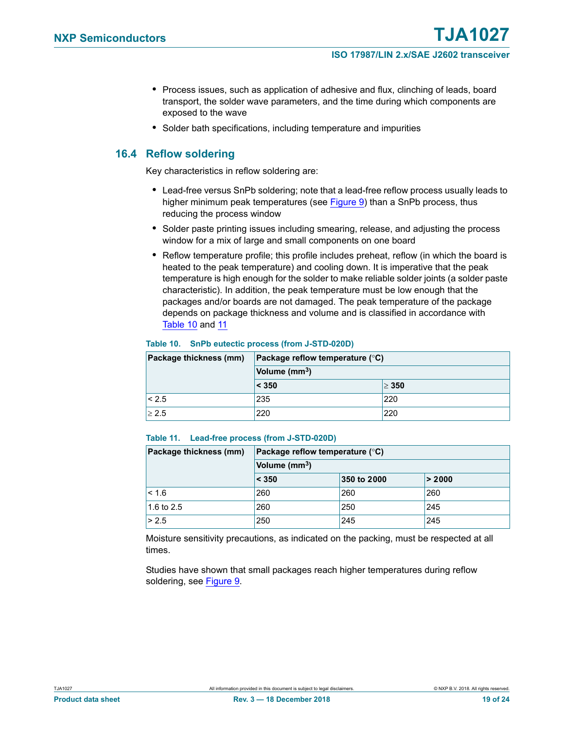- Process issues, such as application of adhesive and flux, clinching of leads, board transport, the solder wave parameters, and the time during which components are exposed to the wave
- Solder bath specifications, including temperature and impurities

## 16.4 Reflow soldering

Key characteristics in reflow soldering are:

- Lead-free versus SnPb soldering; note that a lead-free reflow process usually leads to higher minimum peak temperatures (see Figure 9) than a SnPb process, thus reducing the process window
- Solder paste printing issues including smearing, release, and adjusting the process window for a mix of large and small components on one board
- Reflow temperature profile; this profile includes preheat, reflow (in which the board is heated to the peak temperature) and cooling down. It is imperative that the peak temperature is high enough for the solder to make reliable solder joints (a solder paste characteristic). In addition, the peak temperature must be low enough that the packages and/or boards are not damaged. The peak temperature of the package depends on package thickness and volume and is classified in accordance with Table 10 and 11

**Table 10. SnPb eutectic process (from J-STD-020D)**

| Package thickness (mm) | Package reflow temperature (°C) | |
|---|---|---|
| | Volume ($mm^3$) | |
| | < 350 | ≥ 350 |
| < 2.5 | 235 | 220 |
| ≥ 2.5 | 220 | 220 |

**Table 11. Lead-free process (from J-STD-020D)**

| Package thickness (mm) | Package reflow temperature (°C) | | |
|---|---|---|---|
| | Volume ($mm^3$) | | |
| | < 350 | 350 to 2000 | > 2000 |
| < 1.6 | 260 | 260 | 260 |
| 1.6 to 2.5 | 260 | 250 | 245 |
| > 2.5 | 250 | 245 | 245 |

Moisture sensitivity precautions, as indicated on the packing, must be respected at all times.

Studies have shown that small packages reach higher temperatures during reflow soldering, see Figure 9.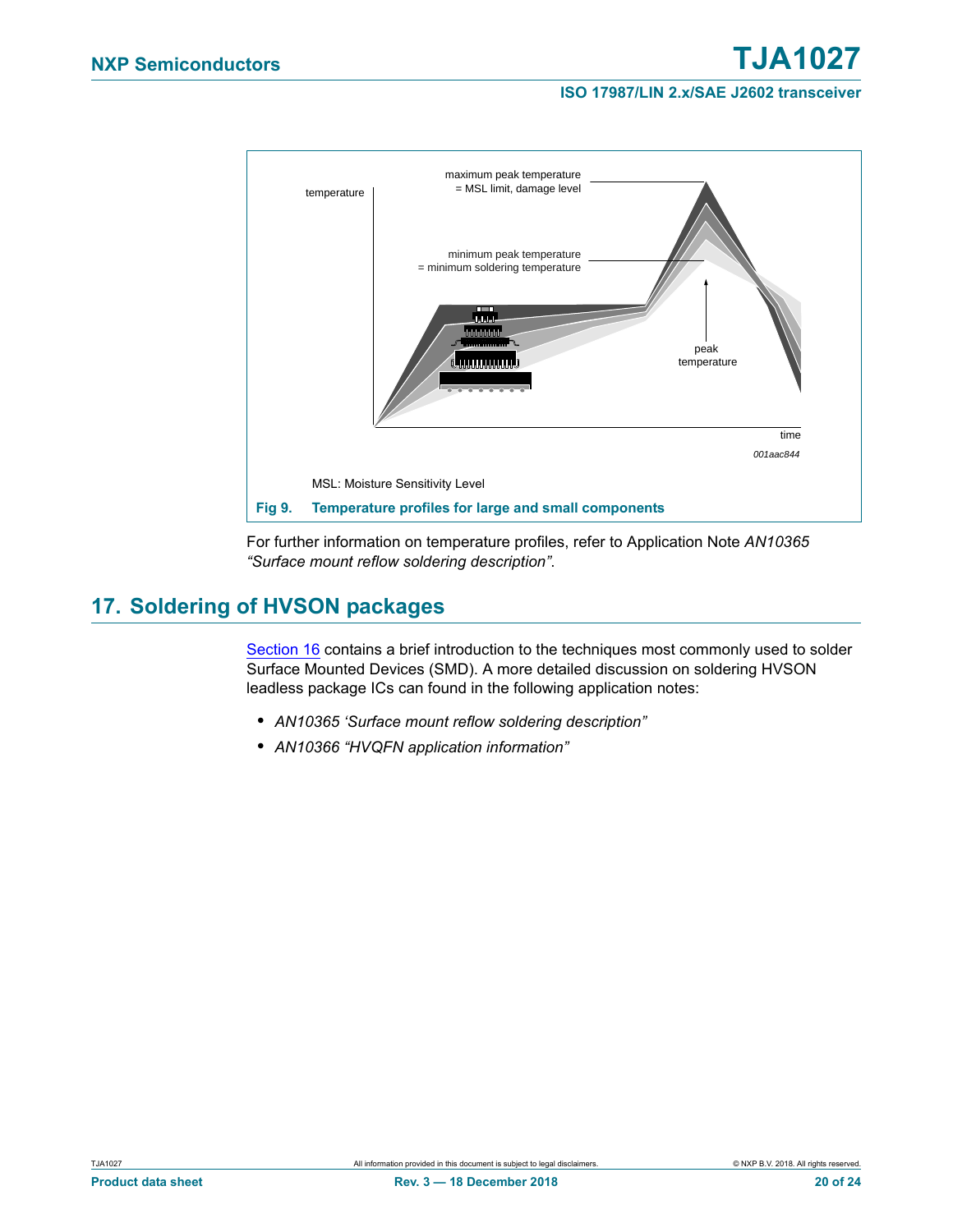temperature

maximum peak temperature
= MSL limit, damage level

minimum peak temperature
= minimum soldering temperature

peak
temperature

time

001aac844

MSL: Moisture Sensitivity Level

**Fig 9. Temperature profiles for large and small components**

For further information on temperature profiles, refer to Application Note *AN10365 “Surface mount reflow soldering description”*.

## 17. Soldering of HVSON packages

Section 16 contains a brief introduction to the techniques most commonly used to solder Surface Mounted Devices (SMD). A more detailed discussion on soldering HVSON leadless package ICs can found in the following application notes:

- *AN10365 ‘Surface mount reflow soldering description”*
- *AN10366 “HVQFN application information”*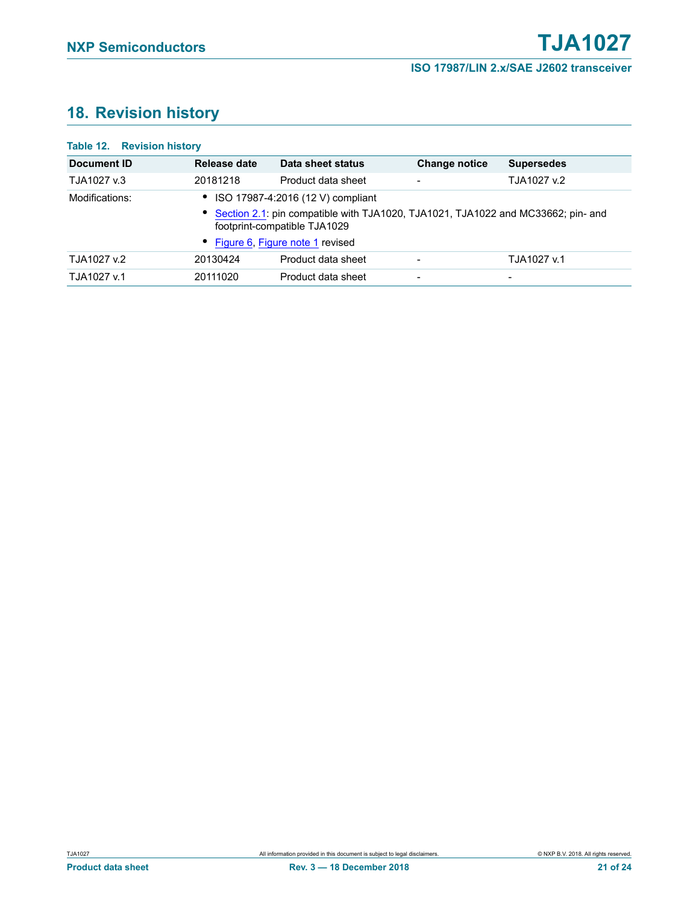## 18. Revision history

**Table 12. Revision history**

| Document ID | Release date | Data sheet status | Change notice | Supersedes |
|---|---|---|---|---|
| TJA1027 v.3 | 20181218 | Product data sheet | - | TJA1027 v.2 |
| Modifications: | • ISO 17987-4:2016 (12 V) compliant<br>• Section 2.1: pin compatible with TJA1020, TJA1021, TJA1022 and MC33662; pin- and footprint-compatible TJA1029<br>• Figure 6, Figure note 1 revised | | | |
| TJA1027 v.2 | 20130424 | Product data sheet | - | TJA1027 v.1 |
| TJA1027 v.1 | 20111020 | Product data sheet | - | - |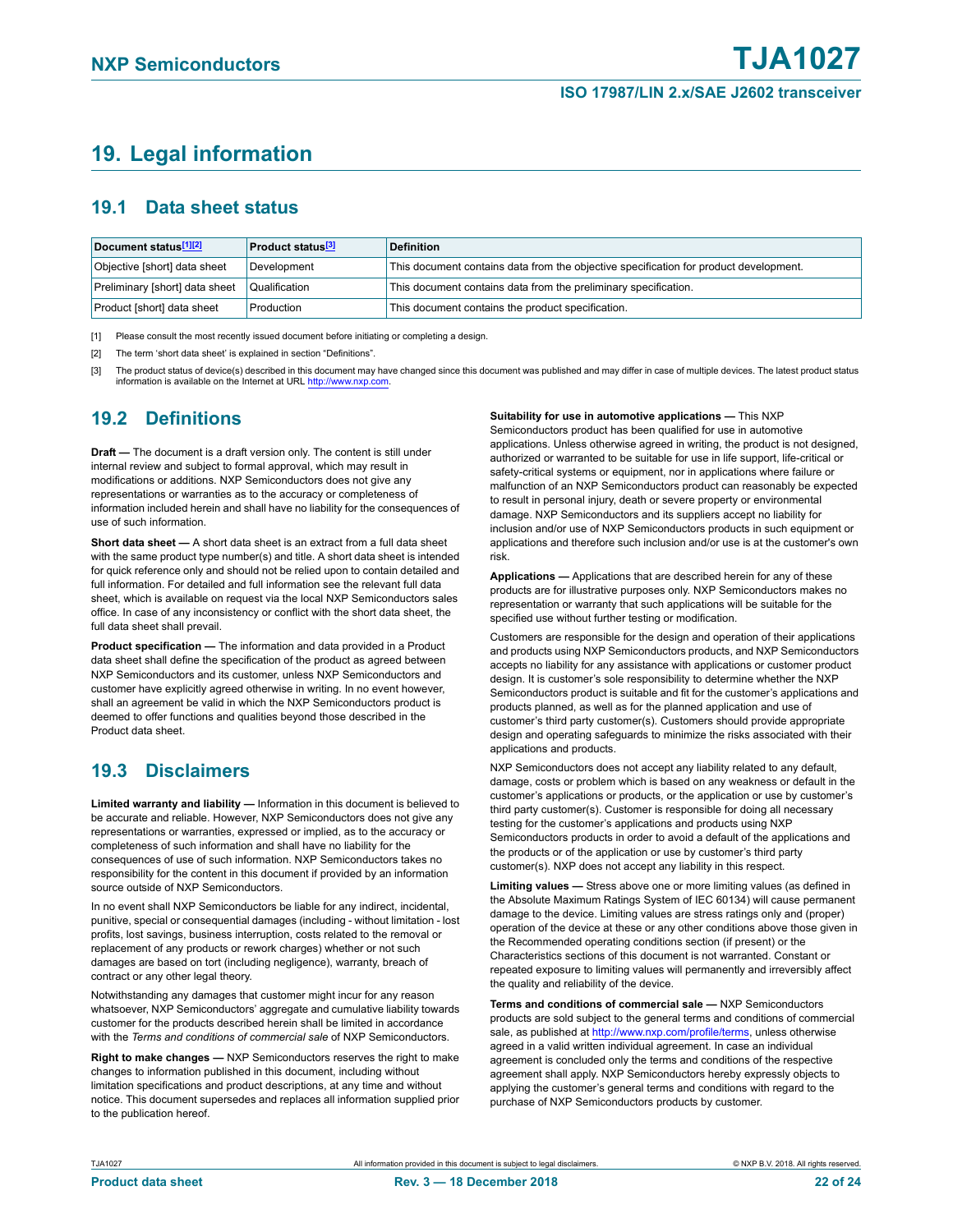# 19. Legal information

## 19.1 Data sheet status

| Document status[1][2] | Product status[3] | Definition |
|---|---|---|
| Objective [short] data sheet | Development | This document contains data from the objective specification for product development. |
| Preliminary [short] data sheet | Qualification | This document contains data from the preliminary specification. |
| Product [short] data sheet | Production | This document contains the product specification. |

[1] Please consult the most recently issued document before initiating or completing a design.

[2] The term 'short data sheet' is explained in section "Definitions".

[3] The product status of device(s) described in this document may have changed since this document was published and may differ in case of multiple devices. The latest product status information is available on the Internet at URL http://www.nxp.com.

## 19.2 Definitions

**Draft —** The document is a draft version only. The content is still under internal review and subject to formal approval, which may result in modifications or additions. NXP Semiconductors does not give any representations or warranties as to the accuracy or completeness of information included herein and shall have no liability for the consequences of use of such information.

**Short data sheet —** A short data sheet is an extract from a full data sheet with the same product type number(s) and title. A short data sheet is intended for quick reference only and should not be relied upon to contain detailed and full information. For detailed and full information see the relevant full data sheet, which is available on request via the local NXP Semiconductors sales office. In case of any inconsistency or conflict with the short data sheet, the full data sheet shall prevail.

**Product specification —** The information and data provided in a Product data sheet shall define the specification of the product as agreed between NXP Semiconductors and its customer, unless NXP Semiconductors and customer have explicitly agreed otherwise in writing. In no event however, shall an agreement be valid in which the NXP Semiconductors product is deemed to offer functions and qualities beyond those described in the Product data sheet.

## 19.3 Disclaimers

**Limited warranty and liability —** Information in this document is believed to be accurate and reliable. However, NXP Semiconductors does not give any representations or warranties, expressed or implied, as to the accuracy or completeness of such information and shall have no liability for the consequences of use of such information. NXP Semiconductors takes no responsibility for the content in this document if provided by an information source outside of NXP Semiconductors.

In no event shall NXP Semiconductors be liable for any indirect, incidental, punitive, special or consequential damages (including - without limitation - lost profits, lost savings, business interruption, costs related to the removal or replacement of any products or rework charges) whether or not such damages are based on tort (including negligence), warranty, breach of contract or any other legal theory.

Notwithstanding any damages that customer might incur for any reason whatsoever, NXP Semiconductors' aggregate and cumulative liability towards customer for the products described herein shall be limited in accordance with the *Terms and conditions of commercial sale* of NXP Semiconductors.

**Right to make changes —** NXP Semiconductors reserves the right to make changes to information published in this document, including without limitation specifications and product descriptions, at any time and without notice. This document supersedes and replaces all information supplied prior to the publication hereof.

**Suitability for use in automotive applications —** This NXP Semiconductors product has been qualified for use in automotive applications. Unless otherwise agreed in writing, the product is not designed, authorized or warranted to be suitable for use in life support, life-critical or safety-critical systems or equipment, nor in applications where failure or malfunction of an NXP Semiconductors product can reasonably be expected to result in personal injury, death or severe property or environmental damage. NXP Semiconductors and its suppliers accept no liability for inclusion and/or use of NXP Semiconductors products in such equipment or applications and therefore such inclusion and/or use is at the customer's own risk.

**Applications —** Applications that are described herein for any of these products are for illustrative purposes only. NXP Semiconductors makes no representation or warranty that such applications will be suitable for the specified use without further testing or modification.

Customers are responsible for the design and operation of their applications and products using NXP Semiconductors products, and NXP Semiconductors accepts no liability for any assistance with applications or customer product design. It is customer's sole responsibility to determine whether the NXP Semiconductors product is suitable and fit for the customer's applications and products planned, as well as for the planned application and use of customer's third party customer(s). Customers should provide appropriate design and operating safeguards to minimize the risks associated with their applications and products.

NXP Semiconductors does not accept any liability related to any default, damage, costs or problem which is based on any weakness or default in the customer's applications or products, or the application or use by customer's third party customer(s). Customer is responsible for doing all necessary testing for the customer's applications and products using NXP Semiconductors products in order to avoid a default of the applications and the products or of the application or use by customer's third party customer(s). NXP does not accept any liability in this respect.

**Limiting values —** Stress above one or more limiting values (as defined in the Absolute Maximum Ratings System of IEC 60134) will cause permanent damage to the device. Limiting values are stress ratings only and (proper) operation of the device at these or any other conditions above those given in the Recommended operating conditions section (if present) or the Characteristics sections of this document is not warranted. Constant or repeated exposure to limiting values will permanently and irreversibly affect the quality and reliability of the device.

**Terms and conditions of commercial sale —** NXP Semiconductors products are sold subject to the general terms and conditions of commercial sale, as published at http://www.nxp.com/profile/terms, unless otherwise agreed in a valid written individual agreement. In case an individual agreement is concluded only the terms and conditions of the respective agreement shall apply. NXP Semiconductors hereby expressly objects to applying the customer's general terms and conditions with regard to the purchase of NXP Semiconductors products by customer.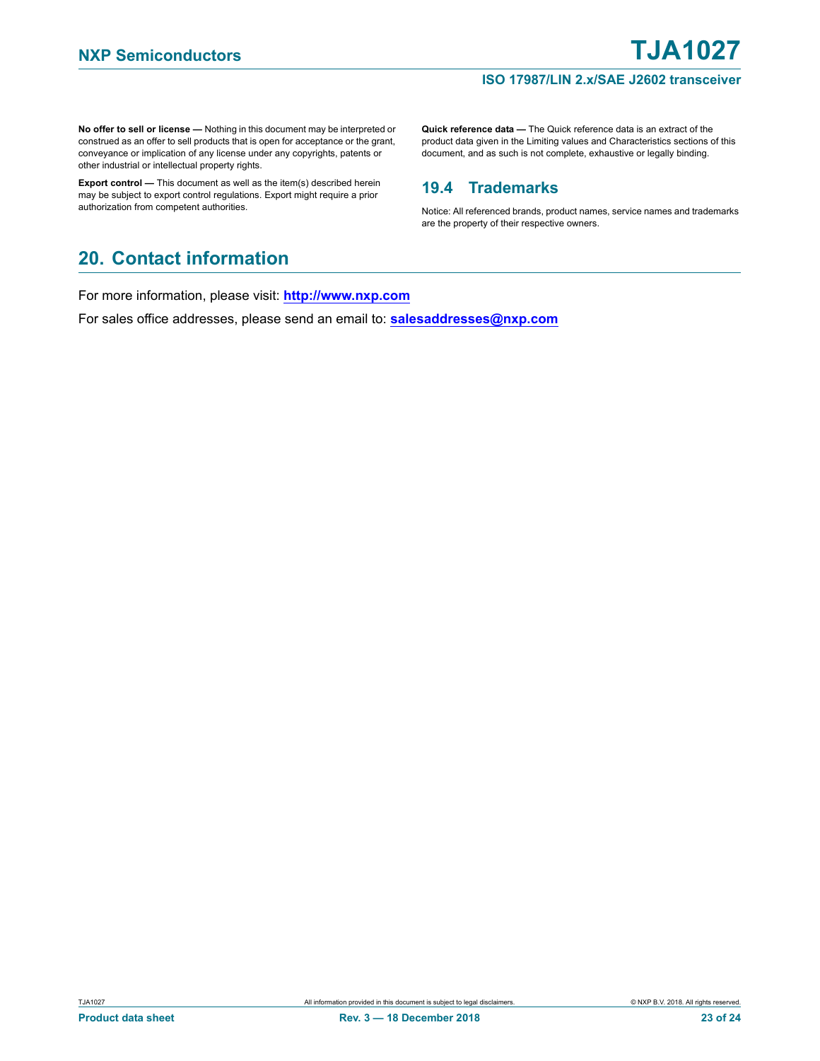**No offer to sell or license —** Nothing in this document may be interpreted or construed as an offer to sell products that is open for acceptance or the grant, conveyance or implication of any license under any copyrights, patents or other industrial or intellectual property rights.

**Export control —** This document as well as the item(s) described herein may be subject to export control regulations. Export might require a prior authorization from competent authorities.

**Quick reference data —** The Quick reference data is an extract of the product data given in the Limiting values and Characteristics sections of this document, and as such is not complete, exhaustive or legally binding.

### 19.4 Trademarks

Notice: All referenced brands, product names, service names and trademarks are the property of their respective owners.

## 20. Contact information

For more information, please visit: **http://www.nxp.com**

For sales office addresses, please send an email to: **salesaddresses@nxp.com**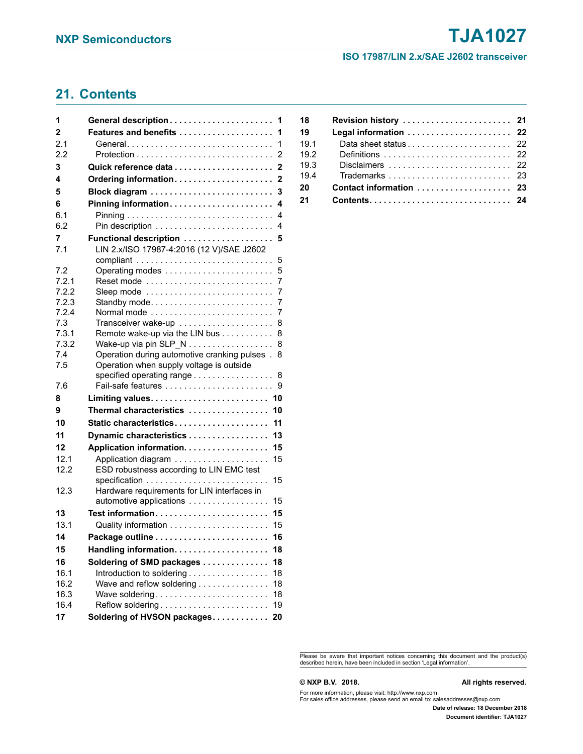## 21. Contents

| | | |
|---|---|---|
| **1** | **General description** | **1** |
| **2** | **Features and benefits** | **1** |
| 2.1 | General | 1 |
| 2.2 | Protection | 2 |
| **3** | **Quick reference data** | **2** |
| **4** | **Ordering information** | **2** |
| **5** | **Block diagram** | **3** |
| **6** | **Pinning information** | **4** |
| 6.1 | Pinning | 4 |
| 6.2 | Pin description | 4 |
| **7** | **Functional description** | **5** |
| 7.1 | LIN 2.x/ISO 17987-4:2016 (12 V)/SAE J2602 compliant | 5 |
| 7.2 | Operating modes | 5 |
| 7.2.1 | Reset mode | 7 |
| 7.2.2 | Sleep mode | 7 |
| 7.2.3 | Standby mode | 7 |
| 7.2.4 | Normal mode | 7 |
| 7.3 | Transceiver wake-up | 8 |
| 7.3.1 | Remote wake-up via the LIN bus | 8 |
| 7.3.2 | Wake-up via pin SLP_N | 8 |
| 7.4 | Operation during automotive cranking pulses | 8 |
| 7.5 | Operation when supply voltage is outside specified operating range | 8 |
| 7.6 | Fail-safe features | 9 |
| **8** | **Limiting values** | **10** |
| **9** | **Thermal characteristics** | **10** |
| **10** | **Static characteristics** | **11** |
| **11** | **Dynamic characteristics** | **13** |
| **12** | **Application information** | **15** |
| 12.1 | Application diagram | 15 |
| 12.2 | ESD robustness according to LIN EMC test specification | 15 |
| 12.3 | Hardware requirements for LIN interfaces in automotive applications | 15 |
| **13** | **Test information** | **15** |
| 13.1 | Quality information | 15 |
| **14** | **Package outline** | **16** |
| **15** | **Handling information** | **18** |
| **16** | **Soldering of SMD packages** | **18** |
| 16.1 | Introduction to soldering | 18 |
| 16.2 | Wave and reflow soldering | 18 |
| 16.3 | Wave soldering | 18 |
| 16.4 | Reflow soldering | 19 |
| **17** | **Soldering of HVSON packages** | **20** |
| **18** | **Revision history** | **21** |
| **19** | **Legal information** | **22** |
| 19.1 | Data sheet status | 22 |
| 19.2 | Definitions | 22 |
| 19.3 | Disclaimers | 22 |
| 19.4 | Trademarks | 23 |
| **20** | **Contact information** | **23** |
| **21** | **Contents** | **24** |

Please be aware that important notices concerning this document and the product(s) described herein, have been included in section 'Legal information'.

**© NXP B.V. 2018. All rights reserved.**

For more information, please visit: http://www.nxp.com
For sales office addresses, please send an email to: salesaddresses@nxp.com

**Date of release: 18 December 2018**

**Document identifier: TJA1027**